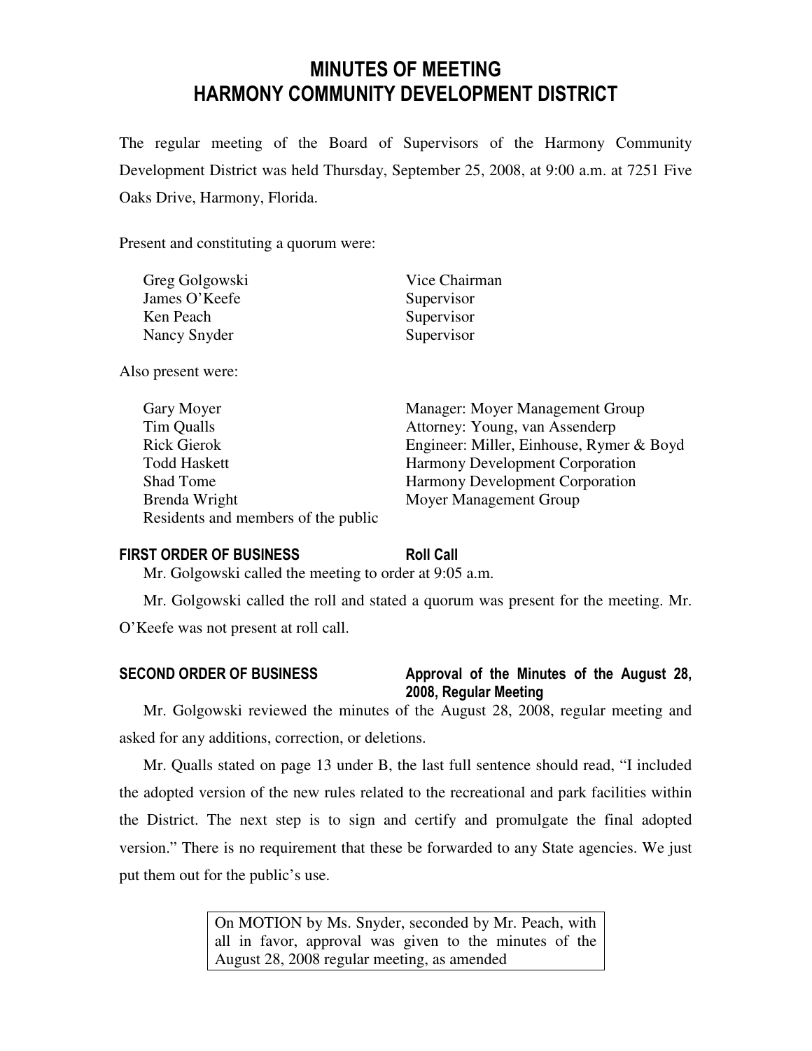# MINUTES OF MEETING
# HARMONY COMMUNITY DEVELOPMENT DISTRICT

The regular meeting of the Board of Supervisors of the Harmony Community Development District was held Thursday, September 25, 2008, at 9:00 a.m. at 7251 Five Oaks Drive, Harmony, Florida.

Present and constituting a quorum were:

| | |
|---|---|
| Greg Golgowski | Vice Chairman |
| James O'Keefe | Supervisor |
| Ken Peach | Supervisor |
| Nancy Snyder | Supervisor |

Also present were:

| | |
|---|---|
| Gary Moyer | Manager: Moyer Management Group |
| Tim Qualls | Attorney: Young, van Assenderp |
| Rick Gierok | Engineer: Miller, Einhouse, Rymer & Boyd |
| Todd Haskett | Harmony Development Corporation |
| Shad Tome | Harmony Development Corporation |
| Brenda Wright | Moyer Management Group |
| Residents and members of the public | |

**FIRST ORDER OF BUSINESS** **Roll Call**

Mr. Golgowski called the meeting to order at 9:05 a.m.

Mr. Golgowski called the roll and stated a quorum was present for the meeting. Mr. O'Keefe was not present at roll call.

**SECOND ORDER OF BUSINESS** **Approval of the Minutes of the August 28, 2008, Regular Meeting**

Mr. Golgowski reviewed the minutes of the August 28, 2008, regular meeting and asked for any additions, correction, or deletions.

Mr. Qualls stated on page 13 under B, the last full sentence should read, "I included the adopted version of the new rules related to the recreational and park facilities within the District. The next step is to sign and certify and promulgate the final adopted version." There is no requirement that these be forwarded to any State agencies. We just put them out for the public's use.

> On MOTION by Ms. Snyder, seconded by Mr. Peach, with all in favor, approval was given to the minutes of the August 28, 2008 regular meeting, as amended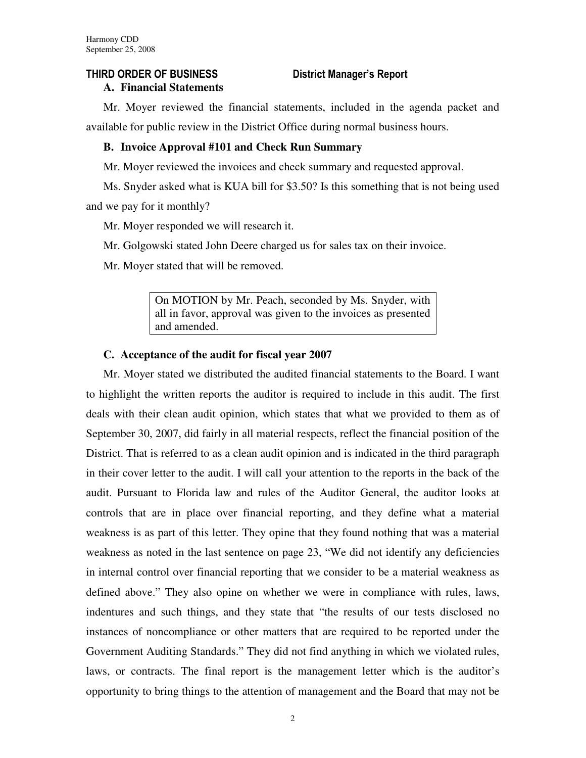## THIRD ORDER OF BUSINESS District Manager's Report

### A. Financial Statements

Mr. Moyer reviewed the financial statements, included in the agenda packet and available for public review in the District Office during normal business hours.

### B. Invoice Approval #101 and Check Run Summary

Mr. Moyer reviewed the invoices and check summary and requested approval.

Ms. Snyder asked what is KUA bill for $3.50? Is this something that is not being used and we pay for it monthly?

Mr. Moyer responded we will research it.

Mr. Golgowski stated John Deere charged us for sales tax on their invoice.

Mr. Moyer stated that will be removed.

> On MOTION by Mr. Peach, seconded by Ms. Snyder, with all in favor, approval was given to the invoices as presented and amended.

### C. Acceptance of the audit for fiscal year 2007

Mr. Moyer stated we distributed the audited financial statements to the Board. I want to highlight the written reports the auditor is required to include in this audit. The first deals with their clean audit opinion, which states that what we provided to them as of September 30, 2007, did fairly in all material respects, reflect the financial position of the District. That is referred to as a clean audit opinion and is indicated in the third paragraph in their cover letter to the audit. I will call your attention to the reports in the back of the audit. Pursuant to Florida law and rules of the Auditor General, the auditor looks at controls that are in place over financial reporting, and they define what a material weakness is as part of this letter. They opine that they found nothing that was a material weakness as noted in the last sentence on page 23, "We did not identify any deficiencies in internal control over financial reporting that we consider to be a material weakness as defined above." They also opine on whether we were in compliance with rules, laws, indentures and such things, and they state that "the results of our tests disclosed no instances of noncompliance or other matters that are required to be reported under the Government Auditing Standards." They did not find anything in which we violated rules, laws, or contracts. The final report is the management letter which is the auditor's opportunity to bring things to the attention of management and the Board that may not be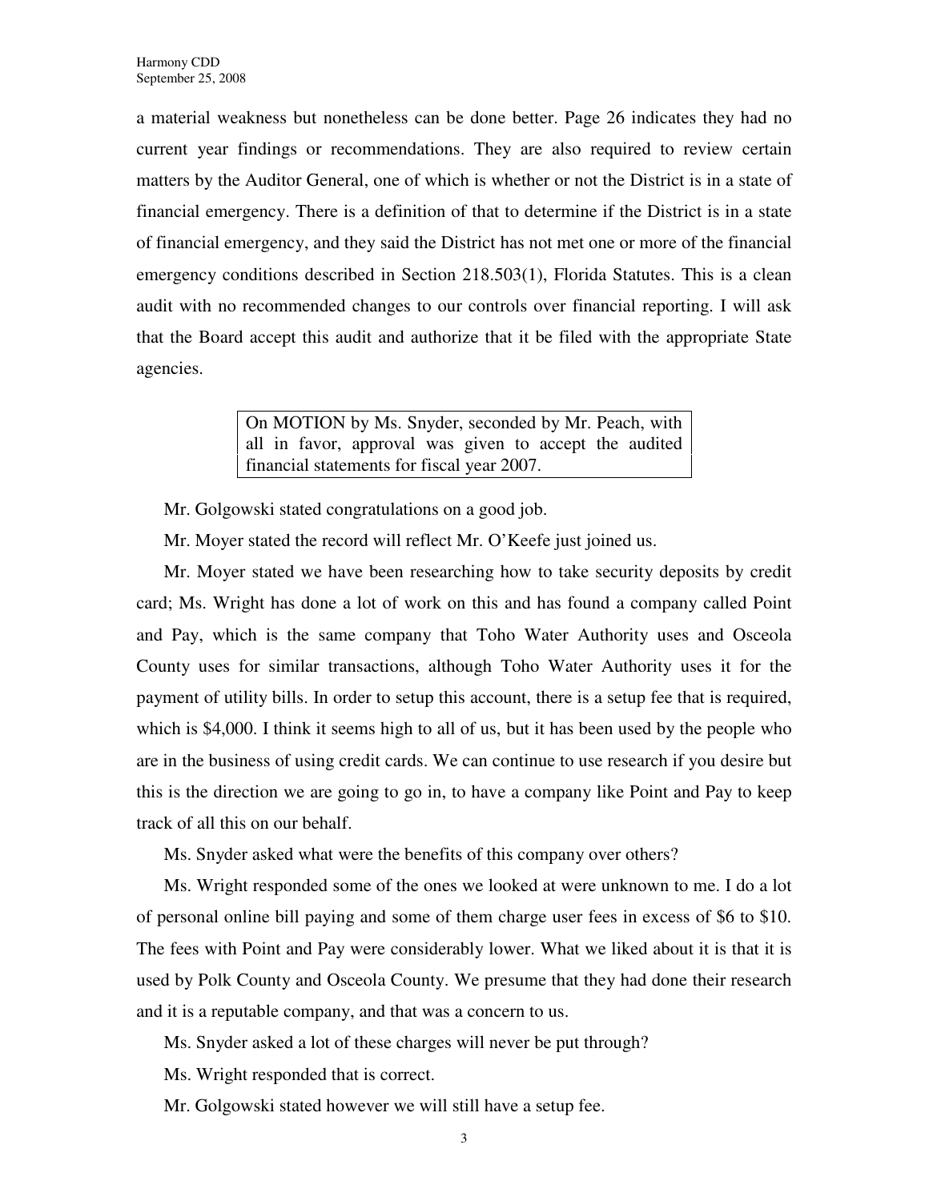a material weakness but nonetheless can be done better. Page 26 indicates they had no current year findings or recommendations. They are also required to review certain matters by the Auditor General, one of which is whether or not the District is in a state of financial emergency. There is a definition of that to determine if the District is in a state of financial emergency, and they said the District has not met one or more of the financial emergency conditions described in Section 218.503(1), Florida Statutes. This is a clean audit with no recommended changes to our controls over financial reporting. I will ask that the Board accept this audit and authorize that it be filed with the appropriate State agencies.

> On MOTION by Ms. Snyder, seconded by Mr. Peach, with all in favor, approval was given to accept the audited financial statements for fiscal year 2007.

Mr. Golgowski stated congratulations on a good job.

Mr. Moyer stated the record will reflect Mr. O'Keefe just joined us.

Mr. Moyer stated we have been researching how to take security deposits by credit card; Ms. Wright has done a lot of work on this and has found a company called Point and Pay, which is the same company that Toho Water Authority uses and Osceola County uses for similar transactions, although Toho Water Authority uses it for the payment of utility bills. In order to setup this account, there is a setup fee that is required, which is $4,000. I think it seems high to all of us, but it has been used by the people who are in the business of using credit cards. We can continue to use research if you desire but this is the direction we are going to go in, to have a company like Point and Pay to keep track of all this on our behalf.

Ms. Snyder asked what were the benefits of this company over others?

Ms. Wright responded some of the ones we looked at were unknown to me. I do a lot of personal online bill paying and some of them charge user fees in excess of $6 to $10. The fees with Point and Pay were considerably lower. What we liked about it is that it is used by Polk County and Osceola County. We presume that they had done their research and it is a reputable company, and that was a concern to us.

Ms. Snyder asked a lot of these charges will never be put through?

Ms. Wright responded that is correct.

Mr. Golgowski stated however we will still have a setup fee.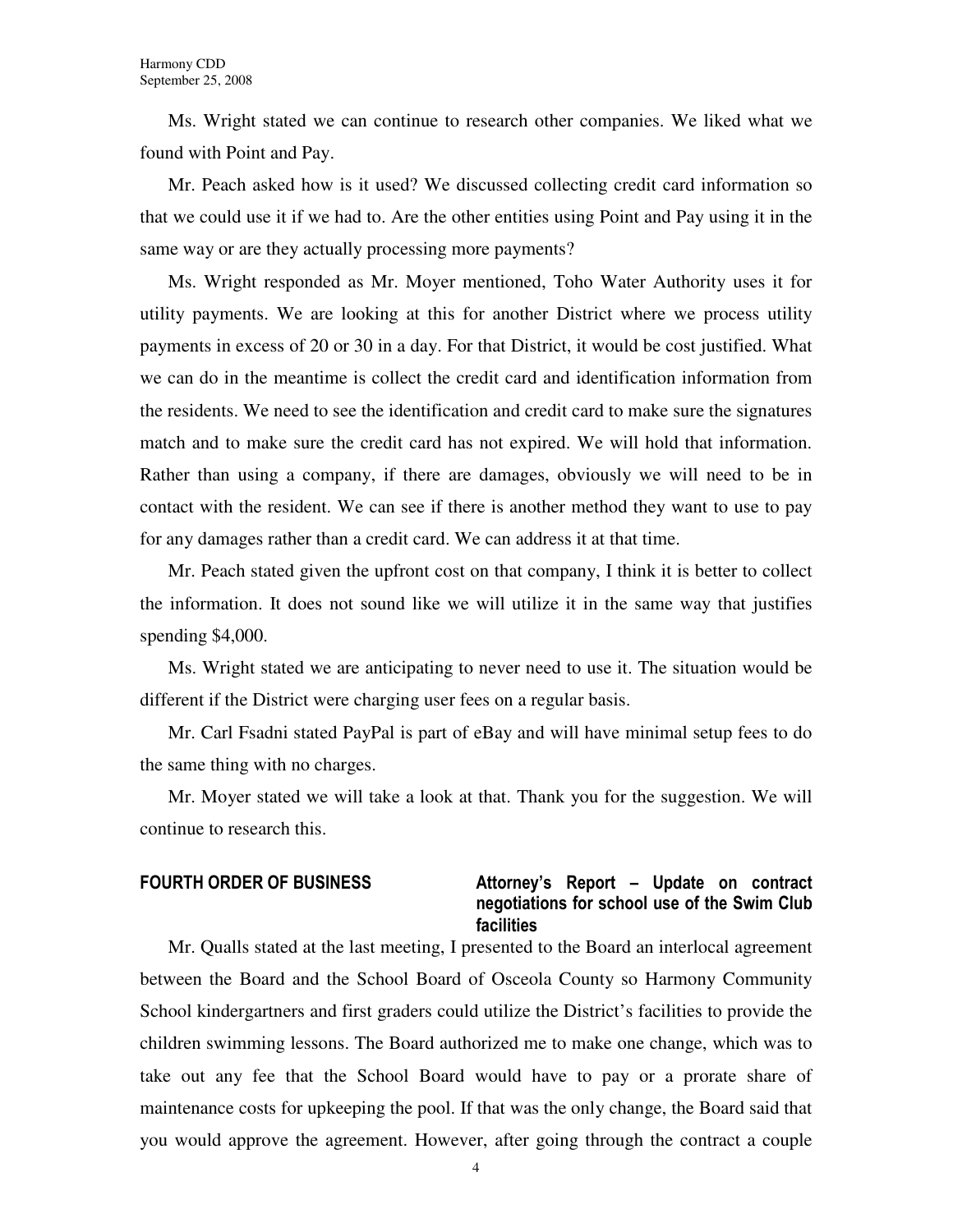Ms. Wright stated we can continue to research other companies. We liked what we found with Point and Pay.

Mr. Peach asked how is it used? We discussed collecting credit card information so that we could use it if we had to. Are the other entities using Point and Pay using it in the same way or are they actually processing more payments?

Ms. Wright responded as Mr. Moyer mentioned, Toho Water Authority uses it for utility payments. We are looking at this for another District where we process utility payments in excess of 20 or 30 in a day. For that District, it would be cost justified. What we can do in the meantime is collect the credit card and identification information from the residents. We need to see the identification and credit card to make sure the signatures match and to make sure the credit card has not expired. We will hold that information. Rather than using a company, if there are damages, obviously we will need to be in contact with the resident. We can see if there is another method they want to use to pay for any damages rather than a credit card. We can address it at that time.

Mr. Peach stated given the upfront cost on that company, I think it is better to collect the information. It does not sound like we will utilize it in the same way that justifies spending $4,000.

Ms. Wright stated we are anticipating to never need to use it. The situation would be different if the District were charging user fees on a regular basis.

Mr. Carl Fsadni stated PayPal is part of eBay and will have minimal setup fees to do the same thing with no charges.

Mr. Moyer stated we will take a look at that. Thank you for the suggestion. We will continue to research this.

**FOURTH ORDER OF BUSINESS** **Attorney's Report – Update on contract negotiations for school use of the Swim Club facilities**

Mr. Qualls stated at the last meeting, I presented to the Board an interlocal agreement between the Board and the School Board of Osceola County so Harmony Community School kindergartners and first graders could utilize the District's facilities to provide the children swimming lessons. The Board authorized me to make one change, which was to take out any fee that the School Board would have to pay or a prorate share of maintenance costs for upkeeping the pool. If that was the only change, the Board said that you would approve the agreement. However, after going through the contract a couple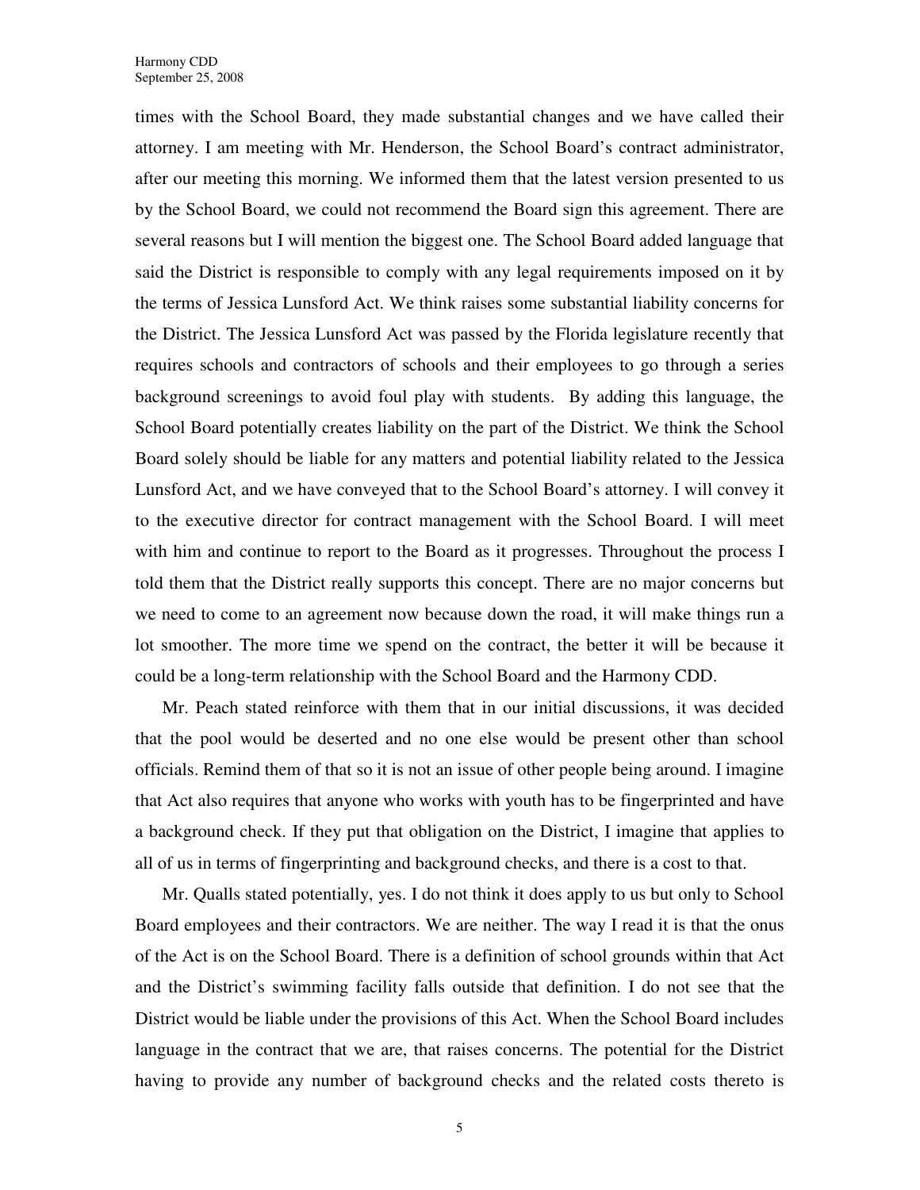times with the School Board, they made substantial changes and we have called their attorney. I am meeting with Mr. Henderson, the School Board's contract administrator, after our meeting this morning. We informed them that the latest version presented to us by the School Board, we could not recommend the Board sign this agreement. There are several reasons but I will mention the biggest one. The School Board added language that said the District is responsible to comply with any legal requirements imposed on it by the terms of Jessica Lunsford Act. We think raises some substantial liability concerns for the District. The Jessica Lunsford Act was passed by the Florida legislature recently that requires schools and contractors of schools and their employees to go through a series background screenings to avoid foul play with students. By adding this language, the School Board potentially creates liability on the part of the District. We think the School Board solely should be liable for any matters and potential liability related to the Jessica Lunsford Act, and we have conveyed that to the School Board's attorney. I will convey it to the executive director for contract management with the School Board. I will meet with him and continue to report to the Board as it progresses. Throughout the process I told them that the District really supports this concept. There are no major concerns but we need to come to an agreement now because down the road, it will make things run a lot smoother. The more time we spend on the contract, the better it will be because it could be a long-term relationship with the School Board and the Harmony CDD.

Mr. Peach stated reinforce with them that in our initial discussions, it was decided that the pool would be deserted and no one else would be present other than school officials. Remind them of that so it is not an issue of other people being around. I imagine that Act also requires that anyone who works with youth has to be fingerprinted and have a background check. If they put that obligation on the District, I imagine that applies to all of us in terms of fingerprinting and background checks, and there is a cost to that.

Mr. Qualls stated potentially, yes. I do not think it does apply to us but only to School Board employees and their contractors. We are neither. The way I read it is that the onus of the Act is on the School Board. There is a definition of school grounds within that Act and the District's swimming facility falls outside that definition. I do not see that the District would be liable under the provisions of this Act. When the School Board includes language in the contract that we are, that raises concerns. The potential for the District having to provide any number of background checks and the related costs thereto is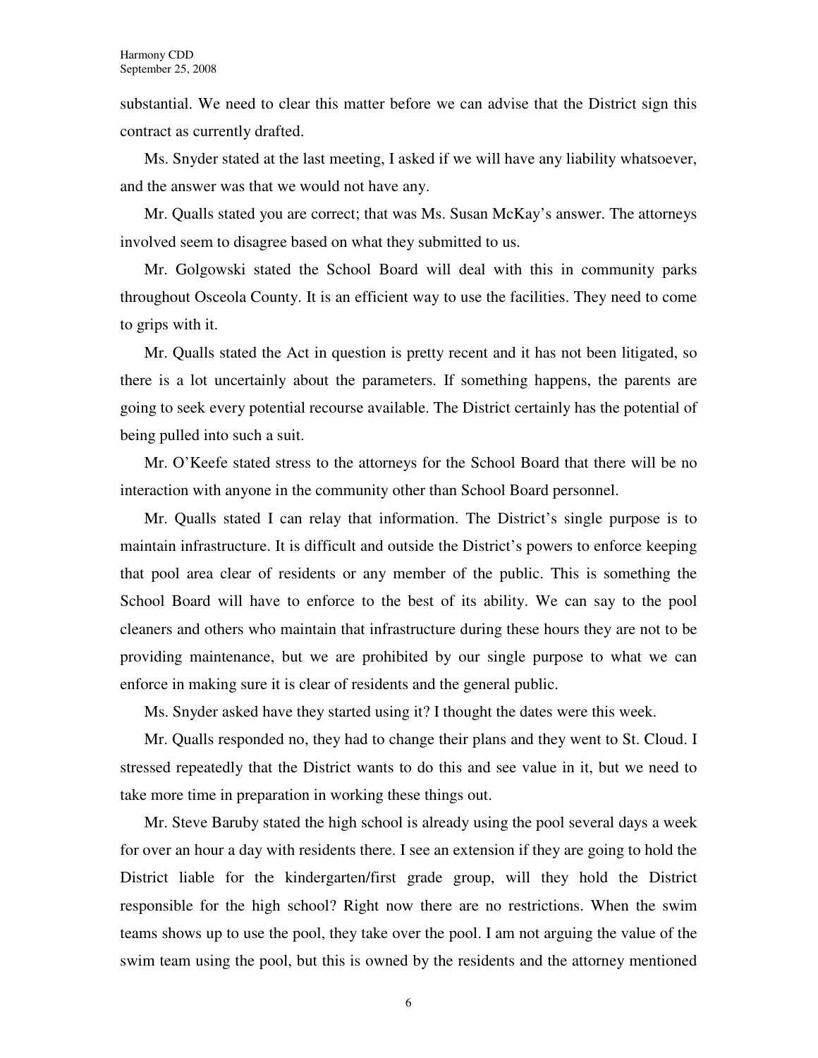substantial. We need to clear this matter before we can advise that the District sign this contract as currently drafted.

Ms. Snyder stated at the last meeting, I asked if we will have any liability whatsoever, and the answer was that we would not have any.

Mr. Qualls stated you are correct; that was Ms. Susan McKay's answer. The attorneys involved seem to disagree based on what they submitted to us.

Mr. Golgowski stated the School Board will deal with this in community parks throughout Osceola County. It is an efficient way to use the facilities. They need to come to grips with it.

Mr. Qualls stated the Act in question is pretty recent and it has not been litigated, so there is a lot uncertainly about the parameters. If something happens, the parents are going to seek every potential recourse available. The District certainly has the potential of being pulled into such a suit.

Mr. O'Keefe stated stress to the attorneys for the School Board that there will be no interaction with anyone in the community other than School Board personnel.

Mr. Qualls stated I can relay that information. The District's single purpose is to maintain infrastructure. It is difficult and outside the District's powers to enforce keeping that pool area clear of residents or any member of the public. This is something the School Board will have to enforce to the best of its ability. We can say to the pool cleaners and others who maintain that infrastructure during these hours they are not to be providing maintenance, but we are prohibited by our single purpose to what we can enforce in making sure it is clear of residents and the general public.

Ms. Snyder asked have they started using it? I thought the dates were this week.

Mr. Qualls responded no, they had to change their plans and they went to St. Cloud. I stressed repeatedly that the District wants to do this and see value in it, but we need to take more time in preparation in working these things out.

Mr. Steve Baruby stated the high school is already using the pool several days a week for over an hour a day with residents there. I see an extension if they are going to hold the District liable for the kindergarten/first grade group, will they hold the District responsible for the high school? Right now there are no restrictions. When the swim teams shows up to use the pool, they take over the pool. I am not arguing the value of the swim team using the pool, but this is owned by the residents and the attorney mentioned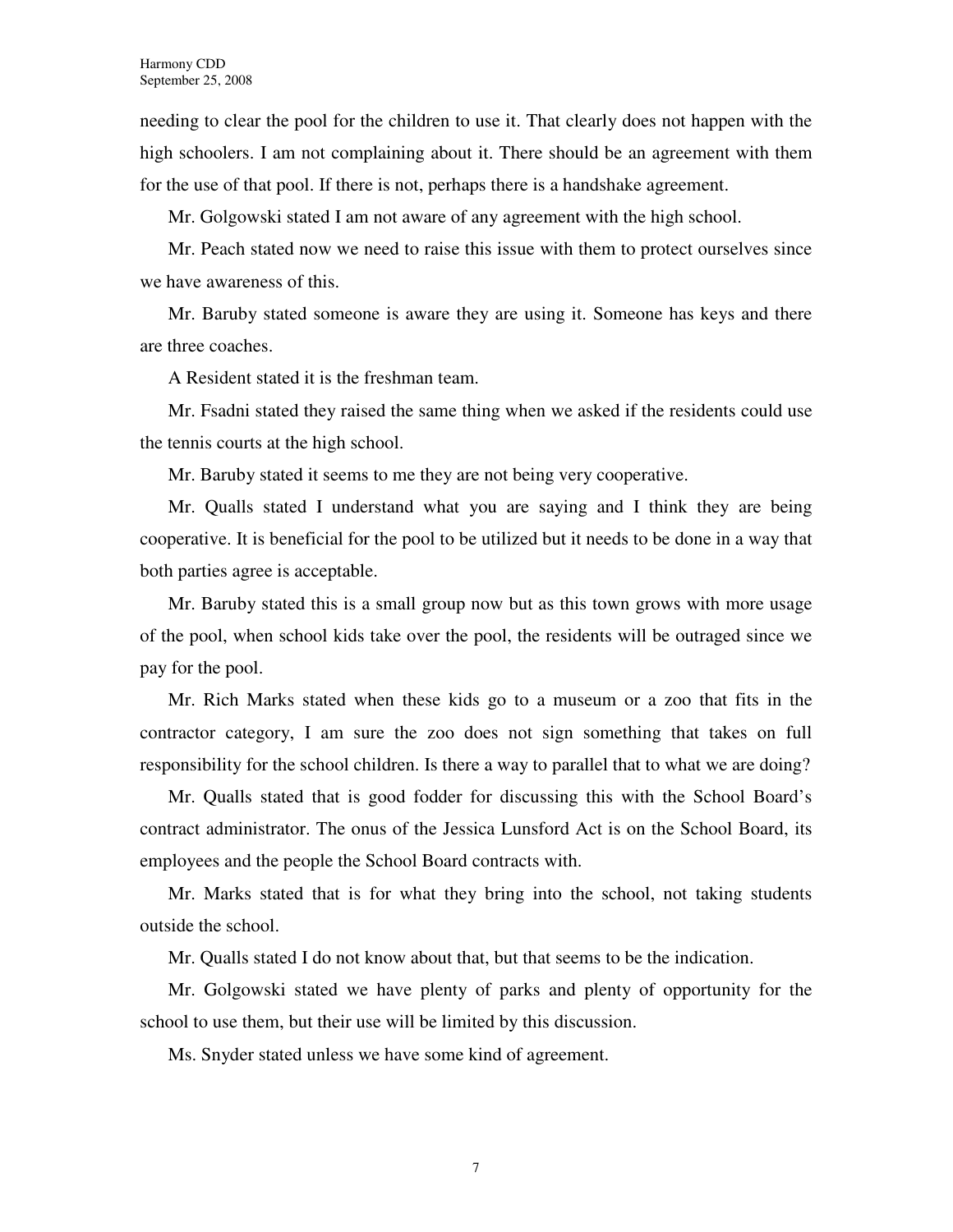needing to clear the pool for the children to use it. That clearly does not happen with the high schoolers. I am not complaining about it. There should be an agreement with them for the use of that pool. If there is not, perhaps there is a handshake agreement.

Mr. Golgowski stated I am not aware of any agreement with the high school.

Mr. Peach stated now we need to raise this issue with them to protect ourselves since we have awareness of this.

Mr. Baruby stated someone is aware they are using it. Someone has keys and there are three coaches.

A Resident stated it is the freshman team.

Mr. Fsadni stated they raised the same thing when we asked if the residents could use the tennis courts at the high school.

Mr. Baruby stated it seems to me they are not being very cooperative.

Mr. Qualls stated I understand what you are saying and I think they are being cooperative. It is beneficial for the pool to be utilized but it needs to be done in a way that both parties agree is acceptable.

Mr. Baruby stated this is a small group now but as this town grows with more usage of the pool, when school kids take over the pool, the residents will be outraged since we pay for the pool.

Mr. Rich Marks stated when these kids go to a museum or a zoo that fits in the contractor category, I am sure the zoo does not sign something that takes on full responsibility for the school children. Is there a way to parallel that to what we are doing?

Mr. Qualls stated that is good fodder for discussing this with the School Board's contract administrator. The onus of the Jessica Lunsford Act is on the School Board, its employees and the people the School Board contracts with.

Mr. Marks stated that is for what they bring into the school, not taking students outside the school.

Mr. Qualls stated I do not know about that, but that seems to be the indication.

Mr. Golgowski stated we have plenty of parks and plenty of opportunity for the school to use them, but their use will be limited by this discussion.

Ms. Snyder stated unless we have some kind of agreement.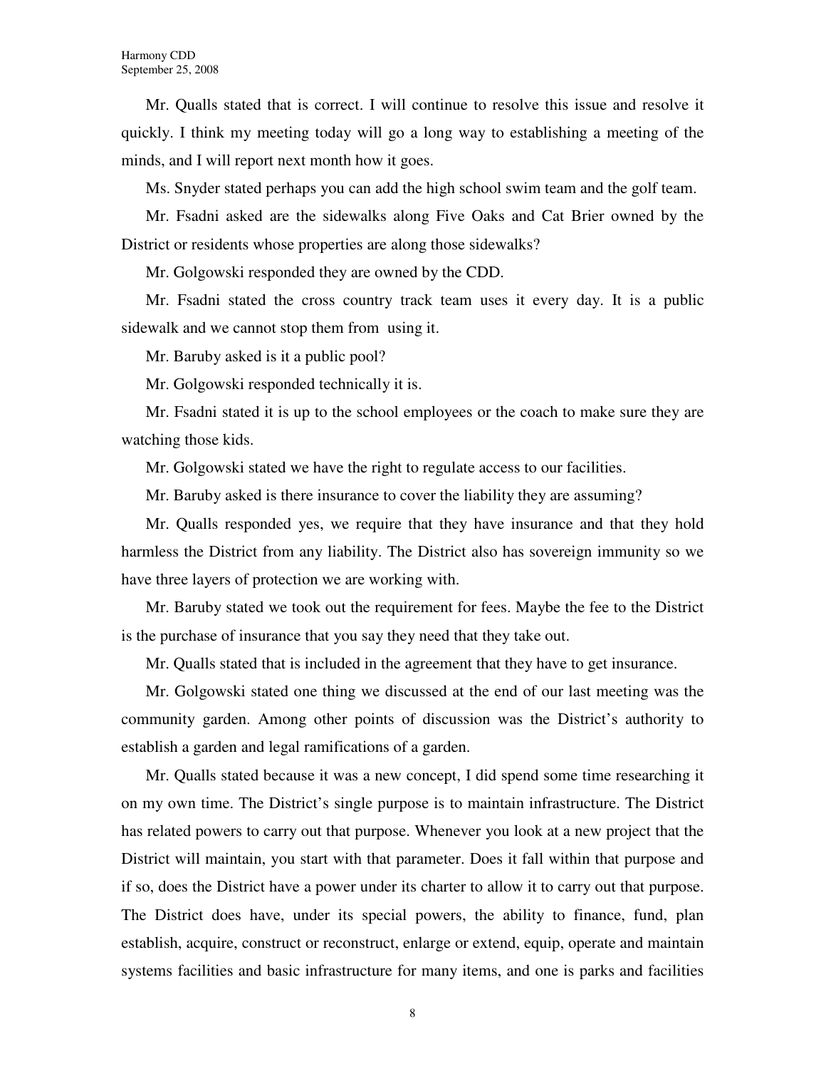Mr. Qualls stated that is correct. I will continue to resolve this issue and resolve it quickly. I think my meeting today will go a long way to establishing a meeting of the minds, and I will report next month how it goes.

Ms. Snyder stated perhaps you can add the high school swim team and the golf team.

Mr. Fsadni asked are the sidewalks along Five Oaks and Cat Brier owned by the District or residents whose properties are along those sidewalks?

Mr. Golgowski responded they are owned by the CDD.

Mr. Fsadni stated the cross country track team uses it every day. It is a public sidewalk and we cannot stop them from using it.

Mr. Baruby asked is it a public pool?

Mr. Golgowski responded technically it is.

Mr. Fsadni stated it is up to the school employees or the coach to make sure they are watching those kids.

Mr. Golgowski stated we have the right to regulate access to our facilities.

Mr. Baruby asked is there insurance to cover the liability they are assuming?

Mr. Qualls responded yes, we require that they have insurance and that they hold harmless the District from any liability. The District also has sovereign immunity so we have three layers of protection we are working with.

Mr. Baruby stated we took out the requirement for fees. Maybe the fee to the District is the purchase of insurance that you say they need that they take out.

Mr. Qualls stated that is included in the agreement that they have to get insurance.

Mr. Golgowski stated one thing we discussed at the end of our last meeting was the community garden. Among other points of discussion was the District's authority to establish a garden and legal ramifications of a garden.

Mr. Qualls stated because it was a new concept, I did spend some time researching it on my own time. The District's single purpose is to maintain infrastructure. The District has related powers to carry out that purpose. Whenever you look at a new project that the District will maintain, you start with that parameter. Does it fall within that purpose and if so, does the District have a power under its charter to allow it to carry out that purpose. The District does have, under its special powers, the ability to finance, fund, plan establish, acquire, construct or reconstruct, enlarge or extend, equip, operate and maintain systems facilities and basic infrastructure for many items, and one is parks and facilities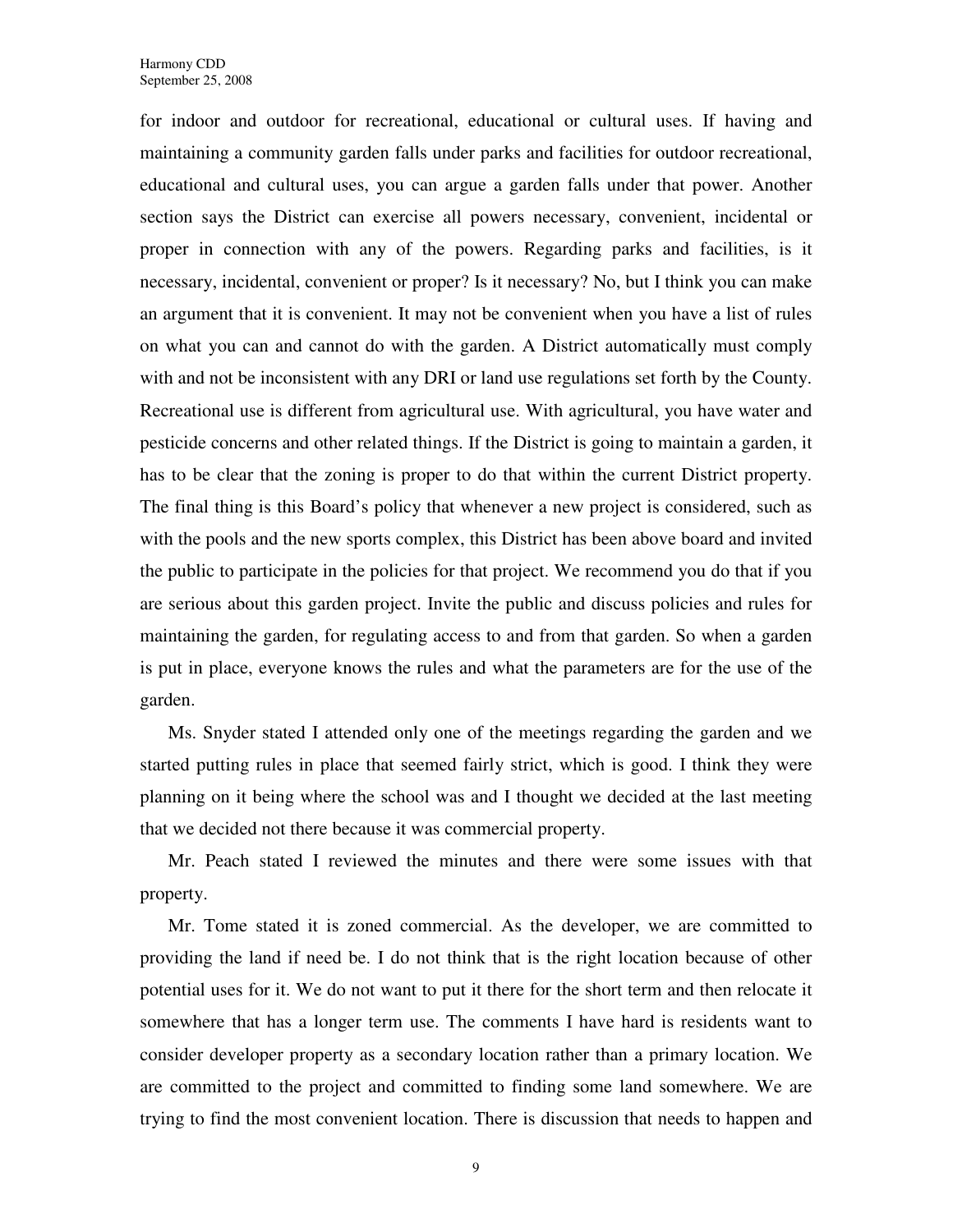for indoor and outdoor for recreational, educational or cultural uses. If having and maintaining a community garden falls under parks and facilities for outdoor recreational, educational and cultural uses, you can argue a garden falls under that power. Another section says the District can exercise all powers necessary, convenient, incidental or proper in connection with any of the powers. Regarding parks and facilities, is it necessary, incidental, convenient or proper? Is it necessary? No, but I think you can make an argument that it is convenient. It may not be convenient when you have a list of rules on what you can and cannot do with the garden. A District automatically must comply with and not be inconsistent with any DRI or land use regulations set forth by the County. Recreational use is different from agricultural use. With agricultural, you have water and pesticide concerns and other related things. If the District is going to maintain a garden, it has to be clear that the zoning is proper to do that within the current District property. The final thing is this Board's policy that whenever a new project is considered, such as with the pools and the new sports complex, this District has been above board and invited the public to participate in the policies for that project. We recommend you do that if you are serious about this garden project. Invite the public and discuss policies and rules for maintaining the garden, for regulating access to and from that garden. So when a garden is put in place, everyone knows the rules and what the parameters are for the use of the garden.

Ms. Snyder stated I attended only one of the meetings regarding the garden and we started putting rules in place that seemed fairly strict, which is good. I think they were planning on it being where the school was and I thought we decided at the last meeting that we decided not there because it was commercial property.

Mr. Peach stated I reviewed the minutes and there were some issues with that property.

Mr. Tome stated it is zoned commercial. As the developer, we are committed to providing the land if need be. I do not think that is the right location because of other potential uses for it. We do not want to put it there for the short term and then relocate it somewhere that has a longer term use. The comments I have hard is residents want to consider developer property as a secondary location rather than a primary location. We are committed to the project and committed to finding some land somewhere. We are trying to find the most convenient location. There is discussion that needs to happen and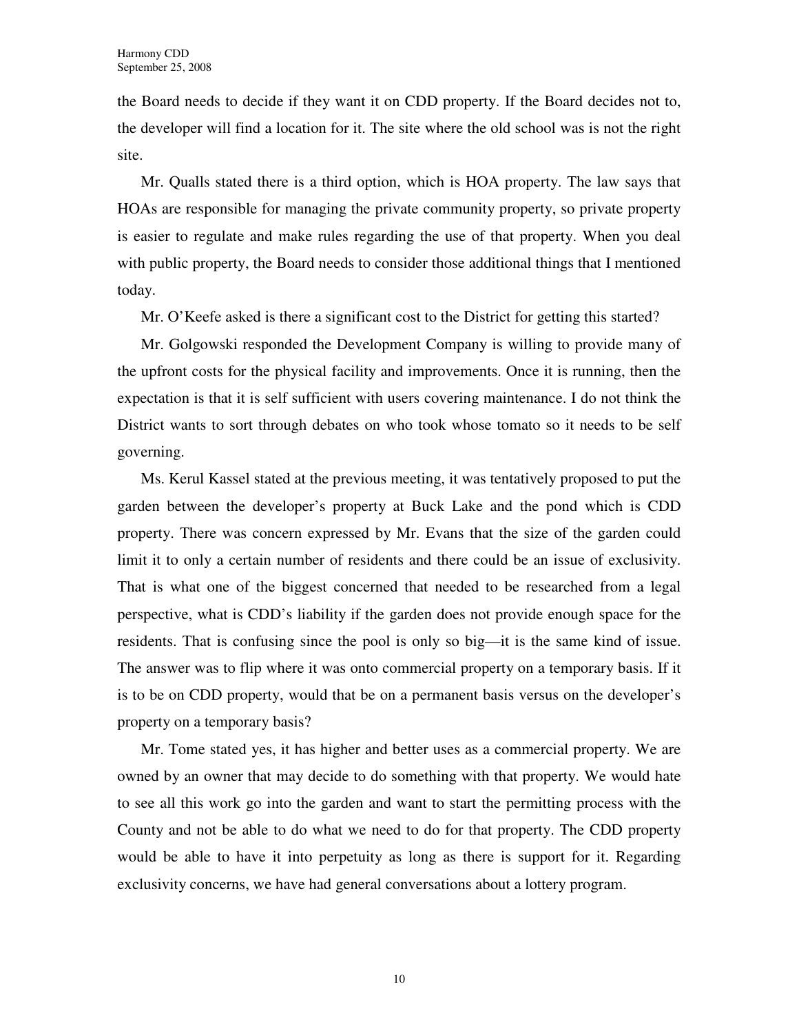the Board needs to decide if they want it on CDD property. If the Board decides not to, the developer will find a location for it. The site where the old school was is not the right site.

Mr. Qualls stated there is a third option, which is HOA property. The law says that HOAs are responsible for managing the private community property, so private property is easier to regulate and make rules regarding the use of that property. When you deal with public property, the Board needs to consider those additional things that I mentioned today.

Mr. O'Keefe asked is there a significant cost to the District for getting this started?

Mr. Golgowski responded the Development Company is willing to provide many of the upfront costs for the physical facility and improvements. Once it is running, then the expectation is that it is self sufficient with users covering maintenance. I do not think the District wants to sort through debates on who took whose tomato so it needs to be self governing.

Ms. Kerul Kassel stated at the previous meeting, it was tentatively proposed to put the garden between the developer's property at Buck Lake and the pond which is CDD property. There was concern expressed by Mr. Evans that the size of the garden could limit it to only a certain number of residents and there could be an issue of exclusivity. That is what one of the biggest concerned that needed to be researched from a legal perspective, what is CDD's liability if the garden does not provide enough space for the residents. That is confusing since the pool is only so big—it is the same kind of issue. The answer was to flip where it was onto commercial property on a temporary basis. If it is to be on CDD property, would that be on a permanent basis versus on the developer's property on a temporary basis?

Mr. Tome stated yes, it has higher and better uses as a commercial property. We are owned by an owner that may decide to do something with that property. We would hate to see all this work go into the garden and want to start the permitting process with the County and not be able to do what we need to do for that property. The CDD property would be able to have it into perpetuity as long as there is support for it. Regarding exclusivity concerns, we have had general conversations about a lottery program.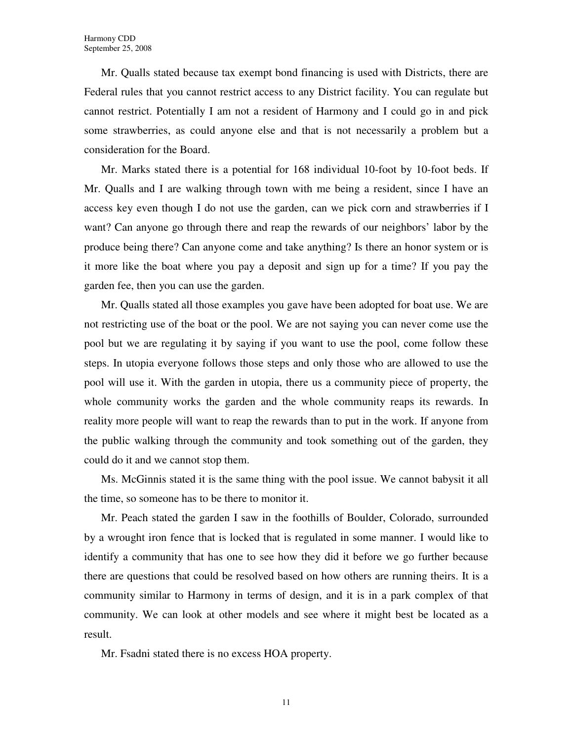Mr. Qualls stated because tax exempt bond financing is used with Districts, there are Federal rules that you cannot restrict access to any District facility. You can regulate but cannot restrict. Potentially I am not a resident of Harmony and I could go in and pick some strawberries, as could anyone else and that is not necessarily a problem but a consideration for the Board.

Mr. Marks stated there is a potential for 168 individual 10-foot by 10-foot beds. If Mr. Qualls and I are walking through town with me being a resident, since I have an access key even though I do not use the garden, can we pick corn and strawberries if I want? Can anyone go through there and reap the rewards of our neighbors' labor by the produce being there? Can anyone come and take anything? Is there an honor system or is it more like the boat where you pay a deposit and sign up for a time? If you pay the garden fee, then you can use the garden.

Mr. Qualls stated all those examples you gave have been adopted for boat use. We are not restricting use of the boat or the pool. We are not saying you can never come use the pool but we are regulating it by saying if you want to use the pool, come follow these steps. In utopia everyone follows those steps and only those who are allowed to use the pool will use it. With the garden in utopia, there us a community piece of property, the whole community works the garden and the whole community reaps its rewards. In reality more people will want to reap the rewards than to put in the work. If anyone from the public walking through the community and took something out of the garden, they could do it and we cannot stop them.

Ms. McGinnis stated it is the same thing with the pool issue. We cannot babysit it all the time, so someone has to be there to monitor it.

Mr. Peach stated the garden I saw in the foothills of Boulder, Colorado, surrounded by a wrought iron fence that is locked that is regulated in some manner. I would like to identify a community that has one to see how they did it before we go further because there are questions that could be resolved based on how others are running theirs. It is a community similar to Harmony in terms of design, and it is in a park complex of that community. We can look at other models and see where it might best be located as a result.

Mr. Fsadni stated there is no excess HOA property.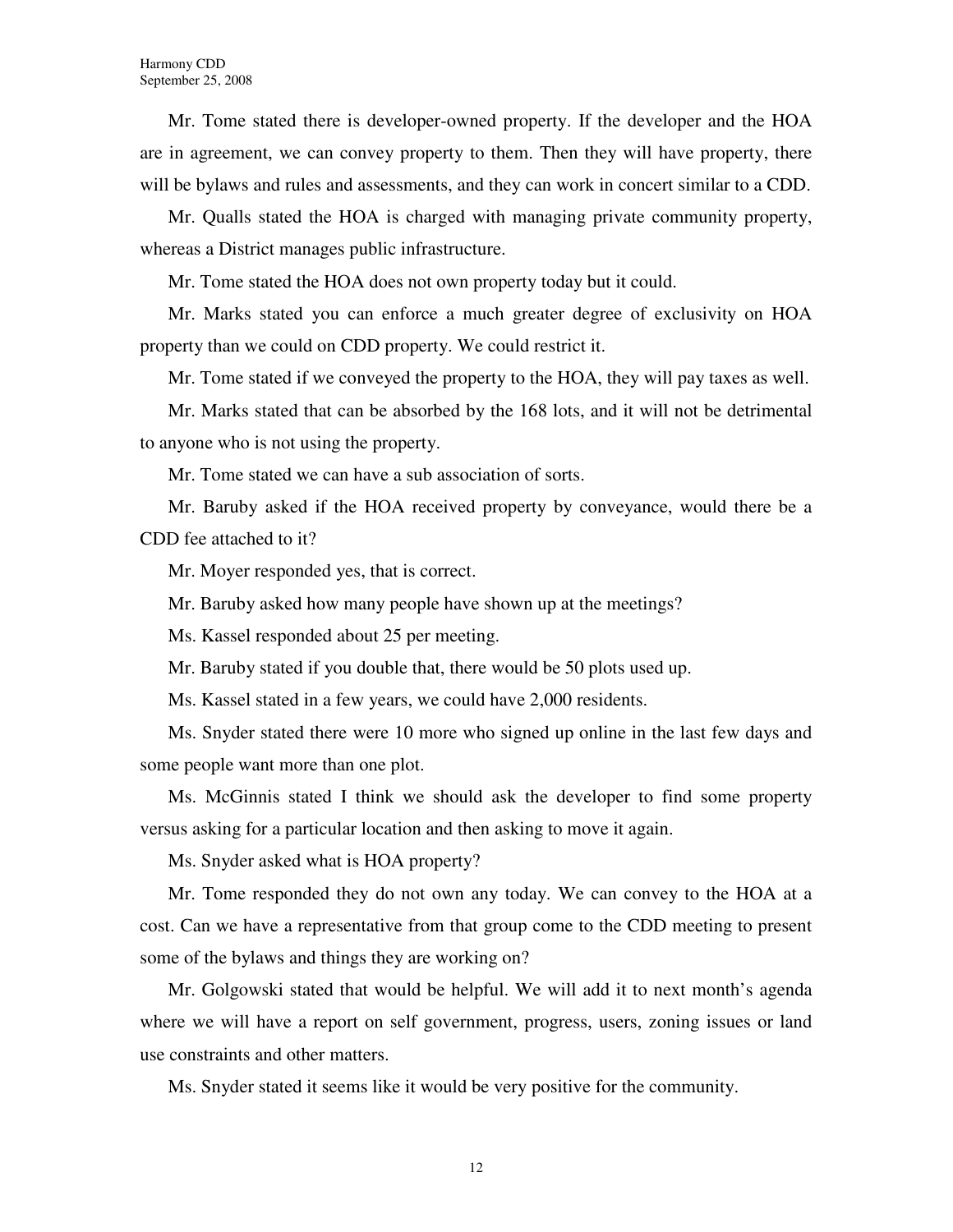Mr. Tome stated there is developer-owned property. If the developer and the HOA are in agreement, we can convey property to them. Then they will have property, there will be bylaws and rules and assessments, and they can work in concert similar to a CDD.

Mr. Qualls stated the HOA is charged with managing private community property, whereas a District manages public infrastructure.

Mr. Tome stated the HOA does not own property today but it could.

Mr. Marks stated you can enforce a much greater degree of exclusivity on HOA property than we could on CDD property. We could restrict it.

Mr. Tome stated if we conveyed the property to the HOA, they will pay taxes as well.

Mr. Marks stated that can be absorbed by the 168 lots, and it will not be detrimental to anyone who is not using the property.

Mr. Tome stated we can have a sub association of sorts.

Mr. Baruby asked if the HOA received property by conveyance, would there be a CDD fee attached to it?

Mr. Moyer responded yes, that is correct.

Mr. Baruby asked how many people have shown up at the meetings?

Ms. Kassel responded about 25 per meeting.

Mr. Baruby stated if you double that, there would be 50 plots used up.

Ms. Kassel stated in a few years, we could have 2,000 residents.

Ms. Snyder stated there were 10 more who signed up online in the last few days and some people want more than one plot.

Ms. McGinnis stated I think we should ask the developer to find some property versus asking for a particular location and then asking to move it again.

Ms. Snyder asked what is HOA property?

Mr. Tome responded they do not own any today. We can convey to the HOA at a cost. Can we have a representative from that group come to the CDD meeting to present some of the bylaws and things they are working on?

Mr. Golgowski stated that would be helpful. We will add it to next month's agenda where we will have a report on self government, progress, users, zoning issues or land use constraints and other matters.

Ms. Snyder stated it seems like it would be very positive for the community.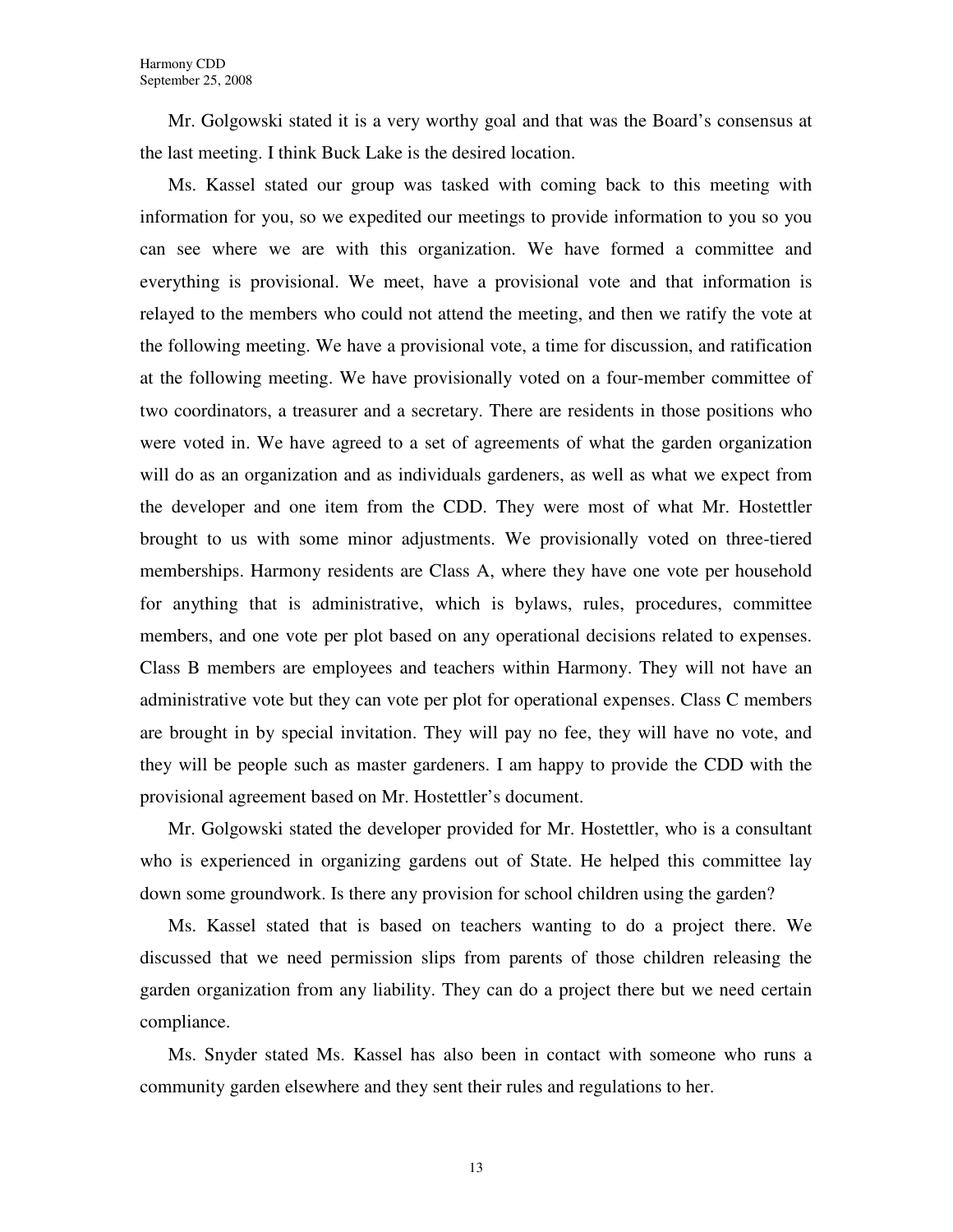Mr. Golgowski stated it is a very worthy goal and that was the Board's consensus at the last meeting. I think Buck Lake is the desired location.

Ms. Kassel stated our group was tasked with coming back to this meeting with information for you, so we expedited our meetings to provide information to you so you can see where we are with this organization. We have formed a committee and everything is provisional. We meet, have a provisional vote and that information is relayed to the members who could not attend the meeting, and then we ratify the vote at the following meeting. We have a provisional vote, a time for discussion, and ratification at the following meeting. We have provisionally voted on a four-member committee of two coordinators, a treasurer and a secretary. There are residents in those positions who were voted in. We have agreed to a set of agreements of what the garden organization will do as an organization and as individuals gardeners, as well as what we expect from the developer and one item from the CDD. They were most of what Mr. Hostettler brought to us with some minor adjustments. We provisionally voted on three-tiered memberships. Harmony residents are Class A, where they have one vote per household for anything that is administrative, which is bylaws, rules, procedures, committee members, and one vote per plot based on any operational decisions related to expenses. Class B members are employees and teachers within Harmony. They will not have an administrative vote but they can vote per plot for operational expenses. Class C members are brought in by special invitation. They will pay no fee, they will have no vote, and they will be people such as master gardeners. I am happy to provide the CDD with the provisional agreement based on Mr. Hostettler's document.

Mr. Golgowski stated the developer provided for Mr. Hostettler, who is a consultant who is experienced in organizing gardens out of State. He helped this committee lay down some groundwork. Is there any provision for school children using the garden?

Ms. Kassel stated that is based on teachers wanting to do a project there. We discussed that we need permission slips from parents of those children releasing the garden organization from any liability. They can do a project there but we need certain compliance.

Ms. Snyder stated Ms. Kassel has also been in contact with someone who runs a community garden elsewhere and they sent their rules and regulations to her.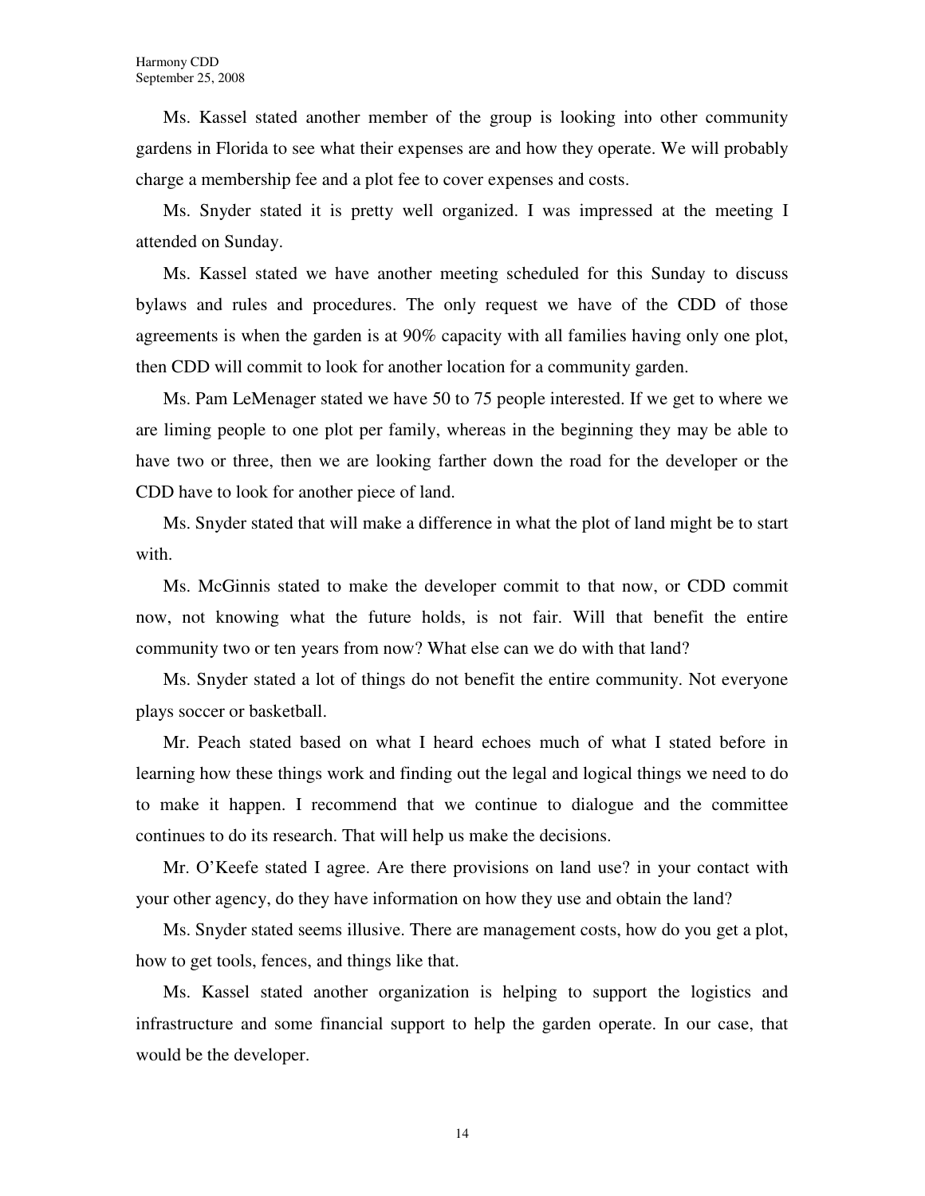Ms. Kassel stated another member of the group is looking into other community gardens in Florida to see what their expenses are and how they operate. We will probably charge a membership fee and a plot fee to cover expenses and costs.

Ms. Snyder stated it is pretty well organized. I was impressed at the meeting I attended on Sunday.

Ms. Kassel stated we have another meeting scheduled for this Sunday to discuss bylaws and rules and procedures. The only request we have of the CDD of those agreements is when the garden is at 90% capacity with all families having only one plot, then CDD will commit to look for another location for a community garden.

Ms. Pam LeMenager stated we have 50 to 75 people interested. If we get to where we are liming people to one plot per family, whereas in the beginning they may be able to have two or three, then we are looking farther down the road for the developer or the CDD have to look for another piece of land.

Ms. Snyder stated that will make a difference in what the plot of land might be to start with.

Ms. McGinnis stated to make the developer commit to that now, or CDD commit now, not knowing what the future holds, is not fair. Will that benefit the entire community two or ten years from now? What else can we do with that land?

Ms. Snyder stated a lot of things do not benefit the entire community. Not everyone plays soccer or basketball.

Mr. Peach stated based on what I heard echoes much of what I stated before in learning how these things work and finding out the legal and logical things we need to do to make it happen. I recommend that we continue to dialogue and the committee continues to do its research. That will help us make the decisions.

Mr. O'Keefe stated I agree. Are there provisions on land use? in your contact with your other agency, do they have information on how they use and obtain the land?

Ms. Snyder stated seems illusive. There are management costs, how do you get a plot, how to get tools, fences, and things like that.

Ms. Kassel stated another organization is helping to support the logistics and infrastructure and some financial support to help the garden operate. In our case, that would be the developer.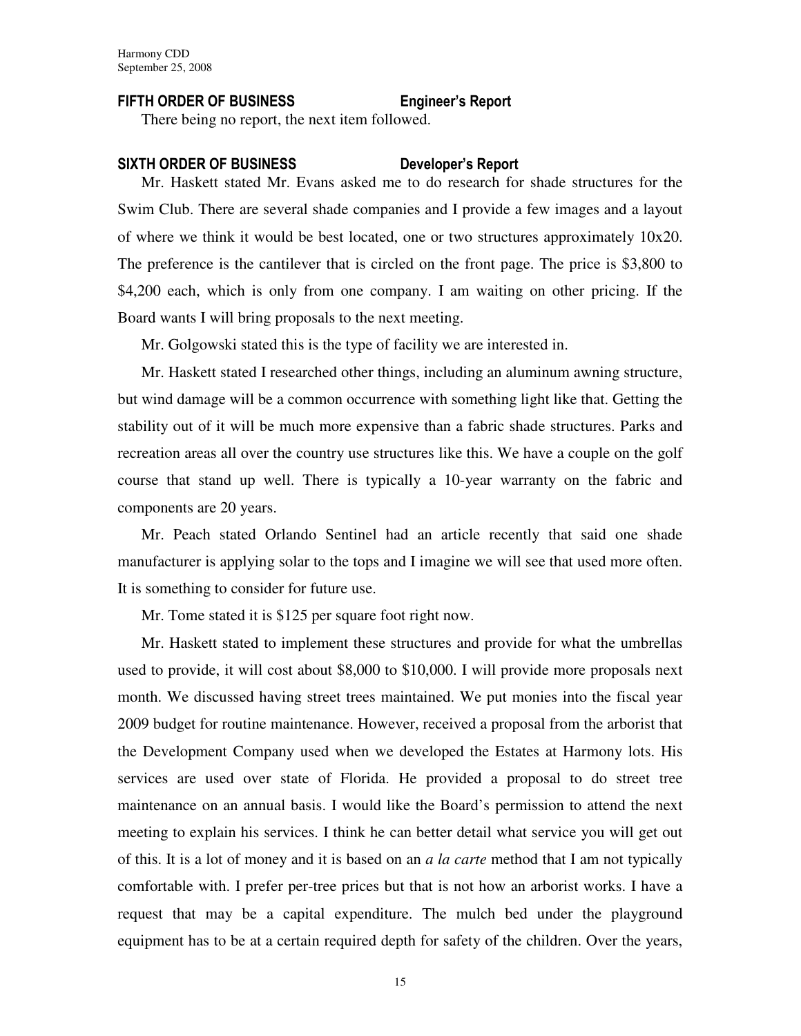**FIFTH ORDER OF BUSINESS Engineer's Report**

There being no report, the next item followed.

**SIXTH ORDER OF BUSINESS Developer's Report**

Mr. Haskett stated Mr. Evans asked me to do research for shade structures for the Swim Club. There are several shade companies and I provide a few images and a layout of where we think it would be best located, one or two structures approximately 10x20. The preference is the cantilever that is circled on the front page. The price is $3,800 to $4,200 each, which is only from one company. I am waiting on other pricing. If the Board wants I will bring proposals to the next meeting.

Mr. Golgowski stated this is the type of facility we are interested in.

Mr. Haskett stated I researched other things, including an aluminum awning structure, but wind damage will be a common occurrence with something light like that. Getting the stability out of it will be much more expensive than a fabric shade structures. Parks and recreation areas all over the country use structures like this. We have a couple on the golf course that stand up well. There is typically a 10-year warranty on the fabric and components are 20 years.

Mr. Peach stated Orlando Sentinel had an article recently that said one shade manufacturer is applying solar to the tops and I imagine we will see that used more often. It is something to consider for future use.

Mr. Tome stated it is $125 per square foot right now.

Mr. Haskett stated to implement these structures and provide for what the umbrellas used to provide, it will cost about $8,000 to $10,000. I will provide more proposals next month. We discussed having street trees maintained. We put monies into the fiscal year 2009 budget for routine maintenance. However, received a proposal from the arborist that the Development Company used when we developed the Estates at Harmony lots. His services are used over state of Florida. He provided a proposal to do street tree maintenance on an annual basis. I would like the Board's permission to attend the next meeting to explain his services. I think he can better detail what service you will get out of this. It is a lot of money and it is based on an *a la carte* method that I am not typically comfortable with. I prefer per-tree prices but that is not how an arborist works. I have a request that may be a capital expenditure. The mulch bed under the playground equipment has to be at a certain required depth for safety of the children. Over the years,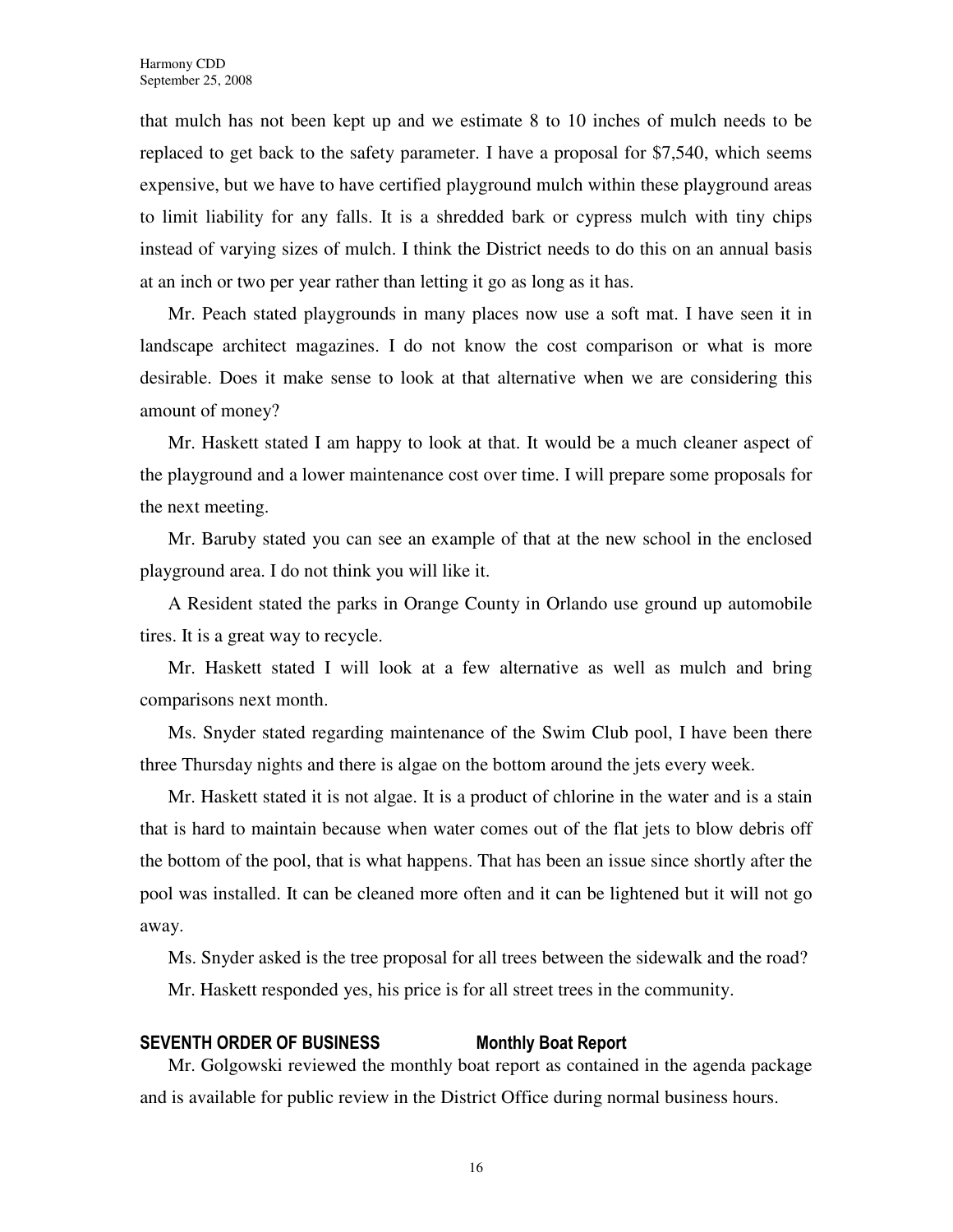that mulch has not been kept up and we estimate 8 to 10 inches of mulch needs to be replaced to get back to the safety parameter. I have a proposal for $7,540, which seems expensive, but we have to have certified playground mulch within these playground areas to limit liability for any falls. It is a shredded bark or cypress mulch with tiny chips instead of varying sizes of mulch. I think the District needs to do this on an annual basis at an inch or two per year rather than letting it go as long as it has.

Mr. Peach stated playgrounds in many places now use a soft mat. I have seen it in landscape architect magazines. I do not know the cost comparison or what is more desirable. Does it make sense to look at that alternative when we are considering this amount of money?

Mr. Haskett stated I am happy to look at that. It would be a much cleaner aspect of the playground and a lower maintenance cost over time. I will prepare some proposals for the next meeting.

Mr. Baruby stated you can see an example of that at the new school in the enclosed playground area. I do not think you will like it.

A Resident stated the parks in Orange County in Orlando use ground up automobile tires. It is a great way to recycle.

Mr. Haskett stated I will look at a few alternative as well as mulch and bring comparisons next month.

Ms. Snyder stated regarding maintenance of the Swim Club pool, I have been there three Thursday nights and there is algae on the bottom around the jets every week.

Mr. Haskett stated it is not algae. It is a product of chlorine in the water and is a stain that is hard to maintain because when water comes out of the flat jets to blow debris off the bottom of the pool, that is what happens. That has been an issue since shortly after the pool was installed. It can be cleaned more often and it can be lightened but it will not go away.

Ms. Snyder asked is the tree proposal for all trees between the sidewalk and the road?

Mr. Haskett responded yes, his price is for all street trees in the community.

## SEVENTH ORDER OF BUSINESS Monthly Boat Report

Mr. Golgowski reviewed the monthly boat report as contained in the agenda package and is available for public review in the District Office during normal business hours.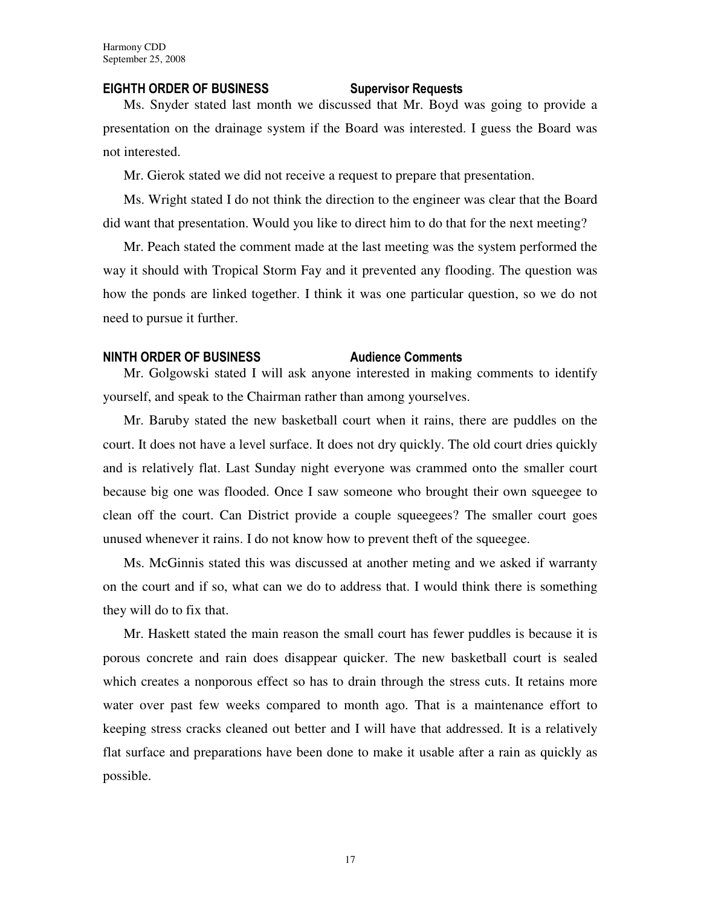## EIGHTH ORDER OF BUSINESS Supervisor Requests

Ms. Snyder stated last month we discussed that Mr. Boyd was going to provide a presentation on the drainage system if the Board was interested. I guess the Board was not interested.

Mr. Gierok stated we did not receive a request to prepare that presentation.

Ms. Wright stated I do not think the direction to the engineer was clear that the Board did want that presentation. Would you like to direct him to do that for the next meeting?

Mr. Peach stated the comment made at the last meeting was the system performed the way it should with Tropical Storm Fay and it prevented any flooding. The question was how the ponds are linked together. I think it was one particular question, so we do not need to pursue it further.

## NINTH ORDER OF BUSINESS Audience Comments

Mr. Golgowski stated I will ask anyone interested in making comments to identify yourself, and speak to the Chairman rather than among yourselves.

Mr. Baruby stated the new basketball court when it rains, there are puddles on the court. It does not have a level surface. It does not dry quickly. The old court dries quickly and is relatively flat. Last Sunday night everyone was crammed onto the smaller court because big one was flooded. Once I saw someone who brought their own squeegee to clean off the court. Can District provide a couple squeegees? The smaller court goes unused whenever it rains. I do not know how to prevent theft of the squeegee.

Ms. McGinnis stated this was discussed at another meting and we asked if warranty on the court and if so, what can we do to address that. I would think there is something they will do to fix that.

Mr. Haskett stated the main reason the small court has fewer puddles is because it is porous concrete and rain does disappear quicker. The new basketball court is sealed which creates a nonporous effect so has to drain through the stress cuts. It retains more water over past few weeks compared to month ago. That is a maintenance effort to keeping stress cracks cleaned out better and I will have that addressed. It is a relatively flat surface and preparations have been done to make it usable after a rain as quickly as possible.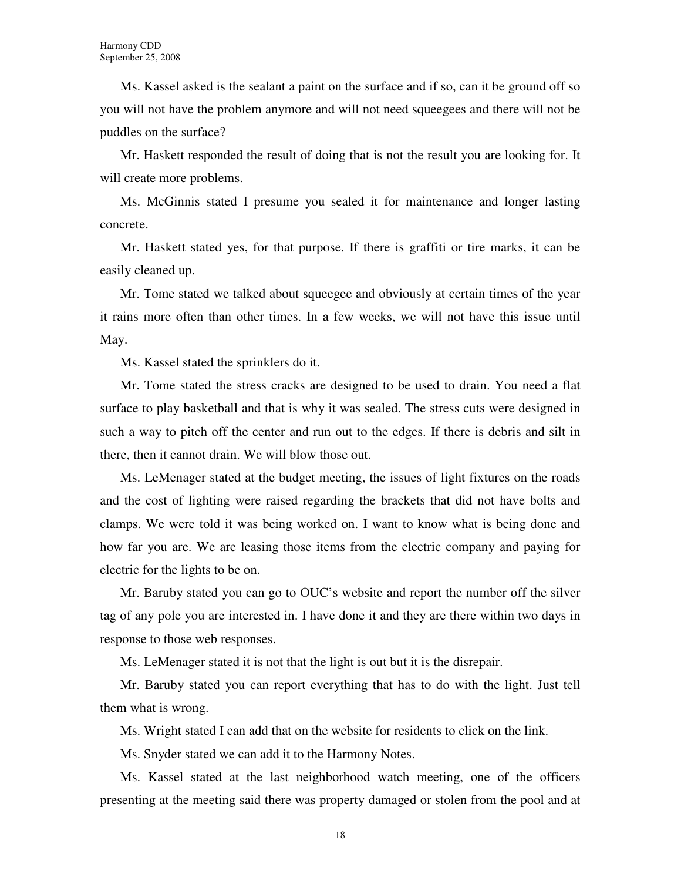Ms. Kassel asked is the sealant a paint on the surface and if so, can it be ground off so you will not have the problem anymore and will not need squeegees and there will not be puddles on the surface?

Mr. Haskett responded the result of doing that is not the result you are looking for. It will create more problems.

Ms. McGinnis stated I presume you sealed it for maintenance and longer lasting concrete.

Mr. Haskett stated yes, for that purpose. If there is graffiti or tire marks, it can be easily cleaned up.

Mr. Tome stated we talked about squeegee and obviously at certain times of the year it rains more often than other times. In a few weeks, we will not have this issue until May.

Ms. Kassel stated the sprinklers do it.

Mr. Tome stated the stress cracks are designed to be used to drain. You need a flat surface to play basketball and that is why it was sealed. The stress cuts were designed in such a way to pitch off the center and run out to the edges. If there is debris and silt in there, then it cannot drain. We will blow those out.

Ms. LeMenager stated at the budget meeting, the issues of light fixtures on the roads and the cost of lighting were raised regarding the brackets that did not have bolts and clamps. We were told it was being worked on. I want to know what is being done and how far you are. We are leasing those items from the electric company and paying for electric for the lights to be on.

Mr. Baruby stated you can go to OUC's website and report the number off the silver tag of any pole you are interested in. I have done it and they are there within two days in response to those web responses.

Ms. LeMenager stated it is not that the light is out but it is the disrepair.

Mr. Baruby stated you can report everything that has to do with the light. Just tell them what is wrong.

Ms. Wright stated I can add that on the website for residents to click on the link.

Ms. Snyder stated we can add it to the Harmony Notes.

Ms. Kassel stated at the last neighborhood watch meeting, one of the officers presenting at the meeting said there was property damaged or stolen from the pool and at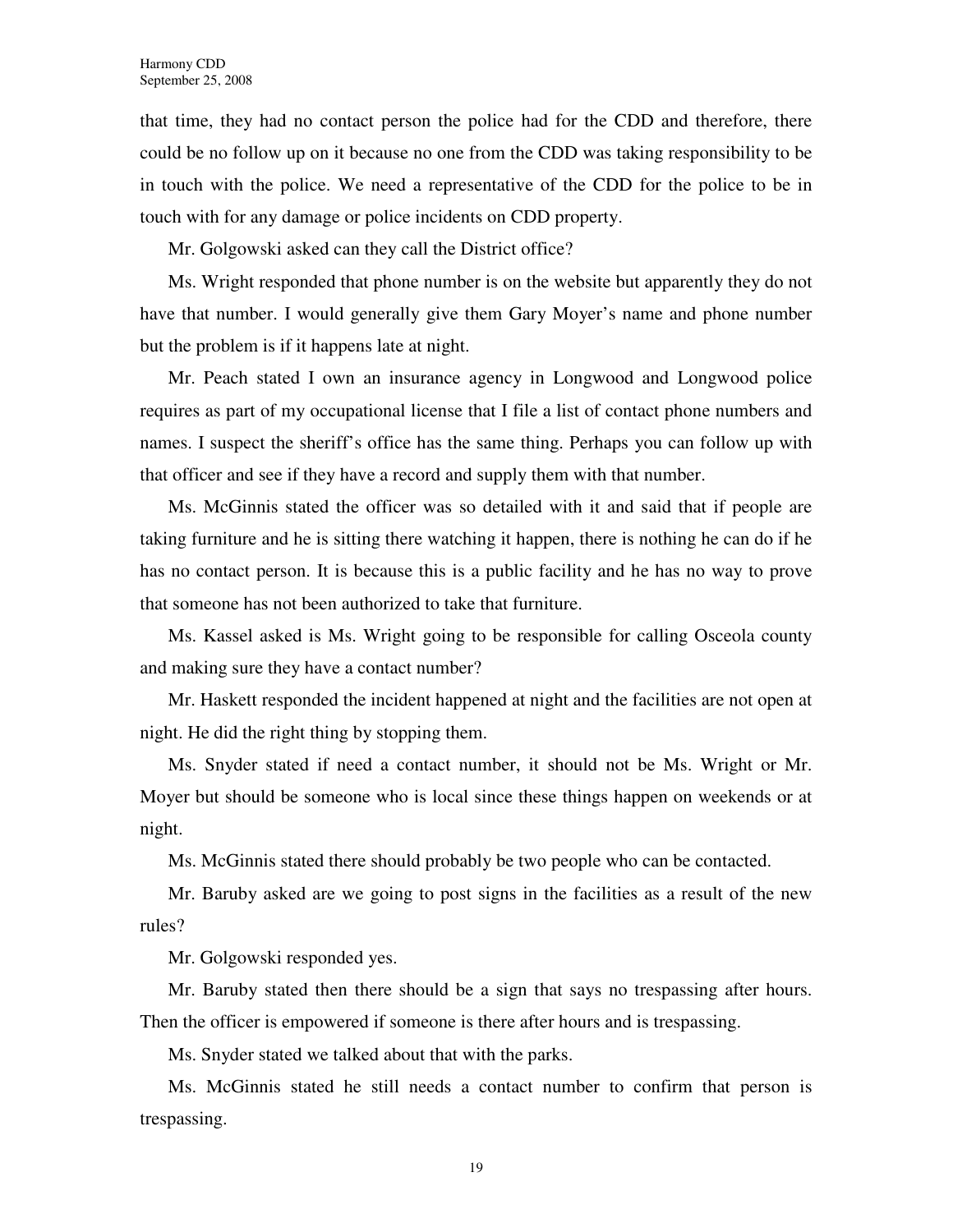that time, they had no contact person the police had for the CDD and therefore, there could be no follow up on it because no one from the CDD was taking responsibility to be in touch with the police. We need a representative of the CDD for the police to be in touch with for any damage or police incidents on CDD property.

Mr. Golgowski asked can they call the District office?

Ms. Wright responded that phone number is on the website but apparently they do not have that number. I would generally give them Gary Moyer's name and phone number but the problem is if it happens late at night.

Mr. Peach stated I own an insurance agency in Longwood and Longwood police requires as part of my occupational license that I file a list of contact phone numbers and names. I suspect the sheriff's office has the same thing. Perhaps you can follow up with that officer and see if they have a record and supply them with that number.

Ms. McGinnis stated the officer was so detailed with it and said that if people are taking furniture and he is sitting there watching it happen, there is nothing he can do if he has no contact person. It is because this is a public facility and he has no way to prove that someone has not been authorized to take that furniture.

Ms. Kassel asked is Ms. Wright going to be responsible for calling Osceola county and making sure they have a contact number?

Mr. Haskett responded the incident happened at night and the facilities are not open at night. He did the right thing by stopping them.

Ms. Snyder stated if need a contact number, it should not be Ms. Wright or Mr. Moyer but should be someone who is local since these things happen on weekends or at night.

Ms. McGinnis stated there should probably be two people who can be contacted.

Mr. Baruby asked are we going to post signs in the facilities as a result of the new rules?

Mr. Golgowski responded yes.

Mr. Baruby stated then there should be a sign that says no trespassing after hours. Then the officer is empowered if someone is there after hours and is trespassing.

Ms. Snyder stated we talked about that with the parks.

Ms. McGinnis stated he still needs a contact number to confirm that person is trespassing.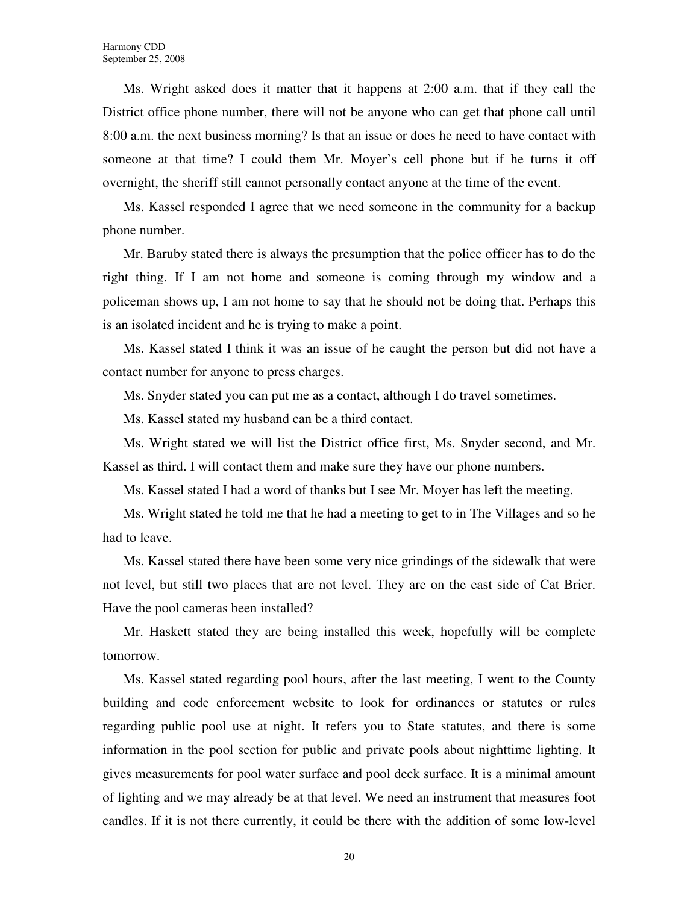Ms. Wright asked does it matter that it happens at 2:00 a.m. that if they call the District office phone number, there will not be anyone who can get that phone call until 8:00 a.m. the next business morning? Is that an issue or does he need to have contact with someone at that time? I could them Mr. Moyer's cell phone but if he turns it off overnight, the sheriff still cannot personally contact anyone at the time of the event.

Ms. Kassel responded I agree that we need someone in the community for a backup phone number.

Mr. Baruby stated there is always the presumption that the police officer has to do the right thing. If I am not home and someone is coming through my window and a policeman shows up, I am not home to say that he should not be doing that. Perhaps this is an isolated incident and he is trying to make a point.

Ms. Kassel stated I think it was an issue of he caught the person but did not have a contact number for anyone to press charges.

Ms. Snyder stated you can put me as a contact, although I do travel sometimes.

Ms. Kassel stated my husband can be a third contact.

Ms. Wright stated we will list the District office first, Ms. Snyder second, and Mr. Kassel as third. I will contact them and make sure they have our phone numbers.

Ms. Kassel stated I had a word of thanks but I see Mr. Moyer has left the meeting.

Ms. Wright stated he told me that he had a meeting to get to in The Villages and so he had to leave.

Ms. Kassel stated there have been some very nice grindings of the sidewalk that were not level, but still two places that are not level. They are on the east side of Cat Brier. Have the pool cameras been installed?

Mr. Haskett stated they are being installed this week, hopefully will be complete tomorrow.

Ms. Kassel stated regarding pool hours, after the last meeting, I went to the County building and code enforcement website to look for ordinances or statutes or rules regarding public pool use at night. It refers you to State statutes, and there is some information in the pool section for public and private pools about nighttime lighting. It gives measurements for pool water surface and pool deck surface. It is a minimal amount of lighting and we may already be at that level. We need an instrument that measures foot candles. If it is not there currently, it could be there with the addition of some low-level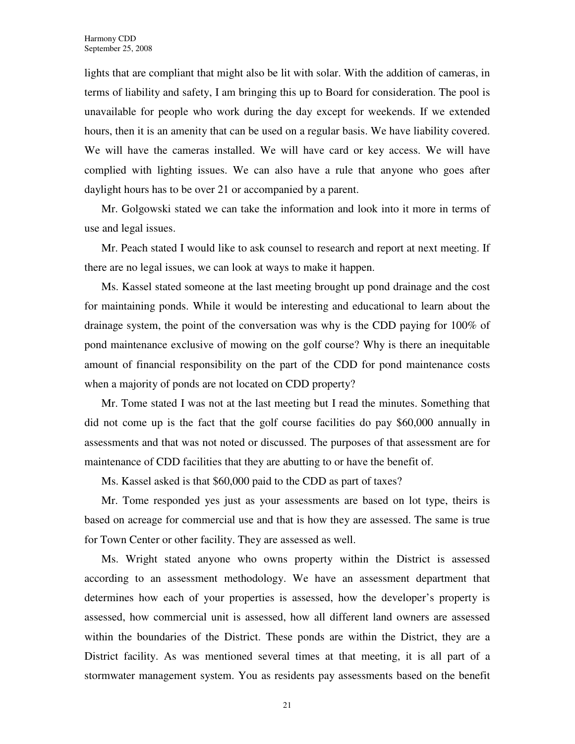lights that are compliant that might also be lit with solar. With the addition of cameras, in terms of liability and safety, I am bringing this up to Board for consideration. The pool is unavailable for people who work during the day except for weekends. If we extended hours, then it is an amenity that can be used on a regular basis. We have liability covered. We will have the cameras installed. We will have card or key access. We will have complied with lighting issues. We can also have a rule that anyone who goes after daylight hours has to be over 21 or accompanied by a parent.

Mr. Golgowski stated we can take the information and look into it more in terms of use and legal issues.

Mr. Peach stated I would like to ask counsel to research and report at next meeting. If there are no legal issues, we can look at ways to make it happen.

Ms. Kassel stated someone at the last meeting brought up pond drainage and the cost for maintaining ponds. While it would be interesting and educational to learn about the drainage system, the point of the conversation was why is the CDD paying for 100% of pond maintenance exclusive of mowing on the golf course? Why is there an inequitable amount of financial responsibility on the part of the CDD for pond maintenance costs when a majority of ponds are not located on CDD property?

Mr. Tome stated I was not at the last meeting but I read the minutes. Something that did not come up is the fact that the golf course facilities do pay $60,000 annually in assessments and that was not noted or discussed. The purposes of that assessment are for maintenance of CDD facilities that they are abutting to or have the benefit of.

Ms. Kassel asked is that $60,000 paid to the CDD as part of taxes?

Mr. Tome responded yes just as your assessments are based on lot type, theirs is based on acreage for commercial use and that is how they are assessed. The same is true for Town Center or other facility. They are assessed as well.

Ms. Wright stated anyone who owns property within the District is assessed according to an assessment methodology. We have an assessment department that determines how each of your properties is assessed, how the developer's property is assessed, how commercial unit is assessed, how all different land owners are assessed within the boundaries of the District. These ponds are within the District, they are a District facility. As was mentioned several times at that meeting, it is all part of a stormwater management system. You as residents pay assessments based on the benefit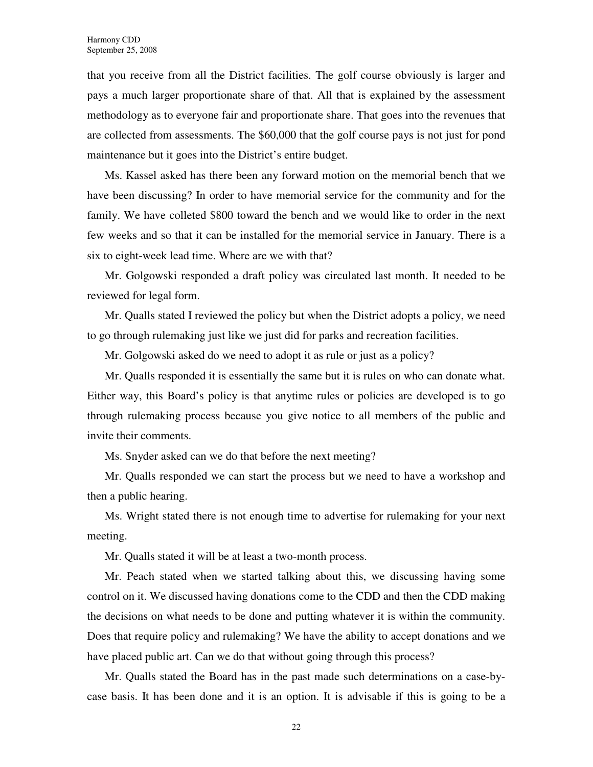that you receive from all the District facilities. The golf course obviously is larger and pays a much larger proportionate share of that. All that is explained by the assessment methodology as to everyone fair and proportionate share. That goes into the revenues that are collected from assessments. The $60,000 that the golf course pays is not just for pond maintenance but it goes into the District's entire budget.

Ms. Kassel asked has there been any forward motion on the memorial bench that we have been discussing? In order to have memorial service for the community and for the family. We have colleted $800 toward the bench and we would like to order in the next few weeks and so that it can be installed for the memorial service in January. There is a six to eight-week lead time. Where are we with that?

Mr. Golgowski responded a draft policy was circulated last month. It needed to be reviewed for legal form.

Mr. Qualls stated I reviewed the policy but when the District adopts a policy, we need to go through rulemaking just like we just did for parks and recreation facilities.

Mr. Golgowski asked do we need to adopt it as rule or just as a policy?

Mr. Qualls responded it is essentially the same but it is rules on who can donate what. Either way, this Board's policy is that anytime rules or policies are developed is to go through rulemaking process because you give notice to all members of the public and invite their comments.

Ms. Snyder asked can we do that before the next meeting?

Mr. Qualls responded we can start the process but we need to have a workshop and then a public hearing.

Ms. Wright stated there is not enough time to advertise for rulemaking for your next meeting.

Mr. Qualls stated it will be at least a two-month process.

Mr. Peach stated when we started talking about this, we discussing having some control on it. We discussed having donations come to the CDD and then the CDD making the decisions on what needs to be done and putting whatever it is within the community. Does that require policy and rulemaking? We have the ability to accept donations and we have placed public art. Can we do that without going through this process?

Mr. Qualls stated the Board has in the past made such determinations on a case-by-case basis. It has been done and it is an option. It is advisable if this is going to be a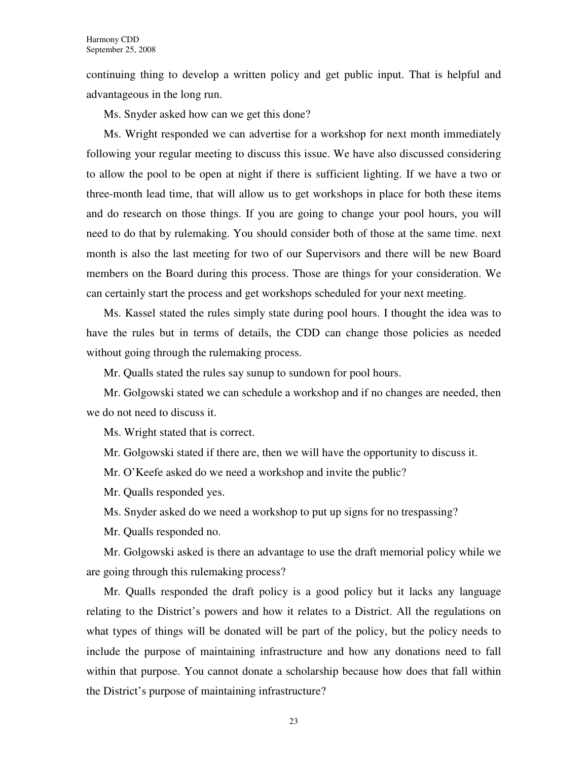continuing thing to develop a written policy and get public input. That is helpful and advantageous in the long run.

Ms. Snyder asked how can we get this done?

Ms. Wright responded we can advertise for a workshop for next month immediately following your regular meeting to discuss this issue. We have also discussed considering to allow the pool to be open at night if there is sufficient lighting. If we have a two or three-month lead time, that will allow us to get workshops in place for both these items and do research on those things. If you are going to change your pool hours, you will need to do that by rulemaking. You should consider both of those at the same time. next month is also the last meeting for two of our Supervisors and there will be new Board members on the Board during this process. Those are things for your consideration. We can certainly start the process and get workshops scheduled for your next meeting.

Ms. Kassel stated the rules simply state during pool hours. I thought the idea was to have the rules but in terms of details, the CDD can change those policies as needed without going through the rulemaking process.

Mr. Qualls stated the rules say sunup to sundown for pool hours.

Mr. Golgowski stated we can schedule a workshop and if no changes are needed, then we do not need to discuss it.

Ms. Wright stated that is correct.

Mr. Golgowski stated if there are, then we will have the opportunity to discuss it.

Mr. O'Keefe asked do we need a workshop and invite the public?

Mr. Qualls responded yes.

Ms. Snyder asked do we need a workshop to put up signs for no trespassing?

Mr. Qualls responded no.

Mr. Golgowski asked is there an advantage to use the draft memorial policy while we are going through this rulemaking process?

Mr. Qualls responded the draft policy is a good policy but it lacks any language relating to the District's powers and how it relates to a District. All the regulations on what types of things will be donated will be part of the policy, but the policy needs to include the purpose of maintaining infrastructure and how any donations need to fall within that purpose. You cannot donate a scholarship because how does that fall within the District's purpose of maintaining infrastructure?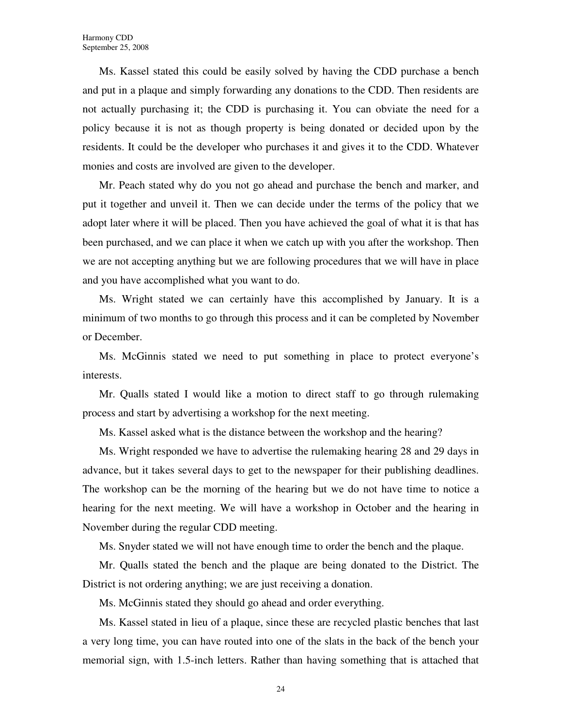Ms. Kassel stated this could be easily solved by having the CDD purchase a bench and put in a plaque and simply forwarding any donations to the CDD. Then residents are not actually purchasing it; the CDD is purchasing it. You can obviate the need for a policy because it is not as though property is being donated or decided upon by the residents. It could be the developer who purchases it and gives it to the CDD. Whatever monies and costs are involved are given to the developer.

Mr. Peach stated why do you not go ahead and purchase the bench and marker, and put it together and unveil it. Then we can decide under the terms of the policy that we adopt later where it will be placed. Then you have achieved the goal of what it is that has been purchased, and we can place it when we catch up with you after the workshop. Then we are not accepting anything but we are following procedures that we will have in place and you have accomplished what you want to do.

Ms. Wright stated we can certainly have this accomplished by January. It is a minimum of two months to go through this process and it can be completed by November or December.

Ms. McGinnis stated we need to put something in place to protect everyone's interests.

Mr. Qualls stated I would like a motion to direct staff to go through rulemaking process and start by advertising a workshop for the next meeting.

Ms. Kassel asked what is the distance between the workshop and the hearing?

Ms. Wright responded we have to advertise the rulemaking hearing 28 and 29 days in advance, but it takes several days to get to the newspaper for their publishing deadlines. The workshop can be the morning of the hearing but we do not have time to notice a hearing for the next meeting. We will have a workshop in October and the hearing in November during the regular CDD meeting.

Ms. Snyder stated we will not have enough time to order the bench and the plaque.

Mr. Qualls stated the bench and the plaque are being donated to the District. The District is not ordering anything; we are just receiving a donation.

Ms. McGinnis stated they should go ahead and order everything.

Ms. Kassel stated in lieu of a plaque, since these are recycled plastic benches that last a very long time, you can have routed into one of the slats in the back of the bench your memorial sign, with 1.5-inch letters. Rather than having something that is attached that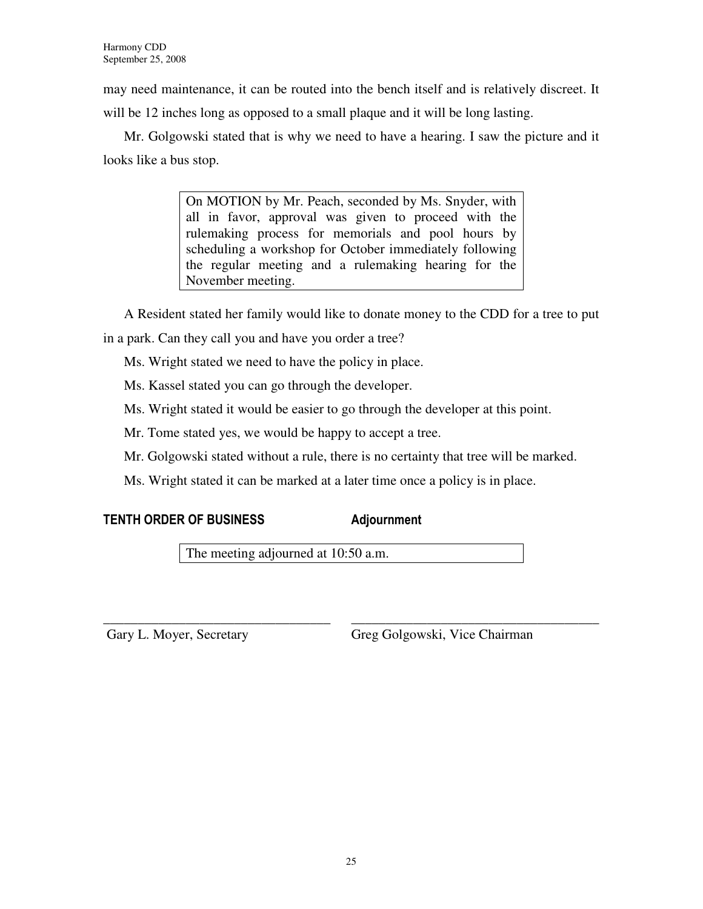may need maintenance, it can be routed into the bench itself and is relatively discreet. It will be 12 inches long as opposed to a small plaque and it will be long lasting.

Mr. Golgowski stated that is why we need to have a hearing. I saw the picture and it looks like a bus stop.

> On MOTION by Mr. Peach, seconded by Ms. Snyder, with all in favor, approval was given to proceed with the rulemaking process for memorials and pool hours by scheduling a workshop for October immediately following the regular meeting and a rulemaking hearing for the November meeting.

A Resident stated her family would like to donate money to the CDD for a tree to put in a park. Can they call you and have you order a tree?

Ms. Wright stated we need to have the policy in place.

Ms. Kassel stated you can go through the developer.

Ms. Wright stated it would be easier to go through the developer at this point.

Mr. Tome stated yes, we would be happy to accept a tree.

Mr. Golgowski stated without a rule, there is no certainty that tree will be marked.

Ms. Wright stated it can be marked at a later time once a policy is in place.

## TENTH ORDER OF BUSINESS Adjournment

> The meeting adjourned at 10:50 a.m.

\_\_\_\_\_\_\_\_\_\_\_\_\_\_\_\_\_\_\_\_\_\_\_\_\_\_\_\_\_\_\_\_\_\_
Gary L. Moyer, Secretary

\_\_\_\_\_\_\_\_\_\_\_\_\_\_\_\_\_\_\_\_\_\_\_\_\_\_\_\_\_\_\_\_\_\_
Greg Golgowski, Vice Chairman